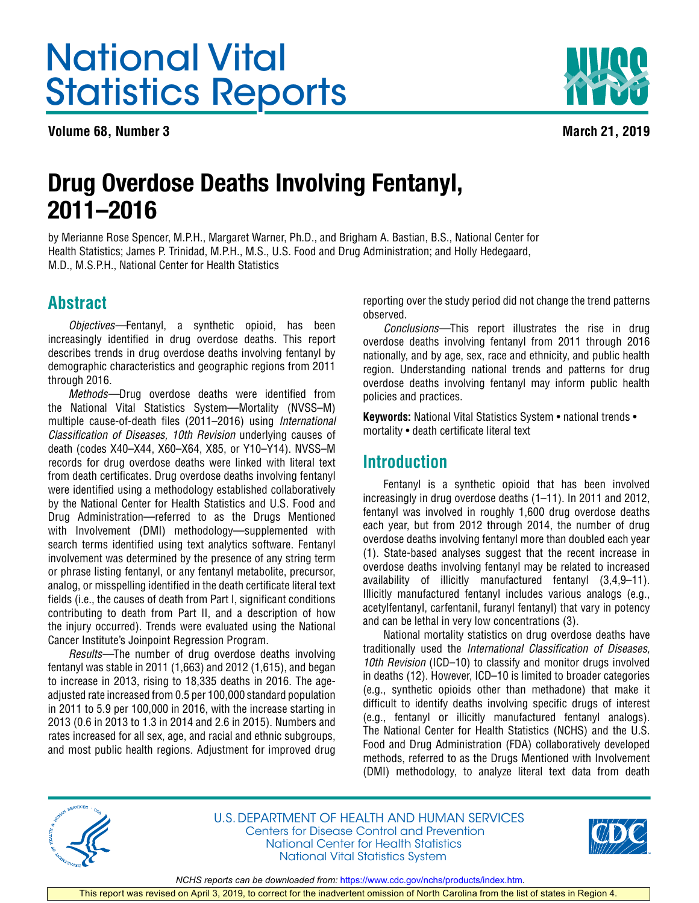# National Vital Statistics Reports

**Volume 68, Number 3** **March 21, 2019**

# Drug Overdose Deaths Involving Fentanyl, 2011–2016

by Merianne Rose Spencer, M.P.H., Margaret Warner, Ph.D., and Brigham A. Bastian, B.S., National Center for Health Statistics; James P. Trinidad, M.P.H., M.S., U.S. Food and Drug Administration; and Holly Hedegaard, M.D., M.S.P.H., National Center for Health Statistics

## Abstract

*Objectives*—Fentanyl, a synthetic opioid, has been increasingly identified in drug overdose deaths. This report describes trends in drug overdose deaths involving fentanyl by demographic characteristics and geographic regions from 2011 through 2016.

*Methods*—Drug overdose deaths were identified from the National Vital Statistics System—Mortality (NVSS–M) multiple cause-of-death files (2011–2016) using *International Classification of Diseases, 10th Revision* underlying causes of death (codes X40–X44, X60–X64, X85, or Y10–Y14). NVSS–M records for drug overdose deaths were linked with literal text from death certificates. Drug overdose deaths involving fentanyl were identified using a methodology established collaboratively by the National Center for Health Statistics and U.S. Food and Drug Administration—referred to as the Drugs Mentioned with Involvement (DMI) methodology—supplemented with search terms identified using text analytics software. Fentanyl involvement was determined by the presence of any string term or phrase listing fentanyl, or any fentanyl metabolite, precursor, analog, or misspelling identified in the death certificate literal text fields (i.e., the causes of death from Part I, significant conditions contributing to death from Part II, and a description of how the injury occurred). Trends were evaluated using the National Cancer Institute's Joinpoint Regression Program.

*Results*—The number of drug overdose deaths involving fentanyl was stable in 2011 (1,663) and 2012 (1,615), and began to increase in 2013, rising to 18,335 deaths in 2016. The age-adjusted rate increased from 0.5 per 100,000 standard population in 2011 to 5.9 per 100,000 in 2016, with the increase starting in 2013 (0.6 in 2013 to 1.3 in 2014 and 2.6 in 2015). Numbers and rates increased for all sex, age, and racial and ethnic subgroups, and most public health regions. Adjustment for improved drug reporting over the study period did not change the trend patterns observed.

*Conclusions*—This report illustrates the rise in drug overdose deaths involving fentanyl from 2011 through 2016 nationally, and by age, sex, race and ethnicity, and public health region. Understanding national trends and patterns for drug overdose deaths involving fentanyl may inform public health policies and practices.

**Keywords:** National Vital Statistics System • national trends • mortality • death certificate literal text

## Introduction

Fentanyl is a synthetic opioid that has been involved increasingly in drug overdose deaths (1–11). In 2011 and 2012, fentanyl was involved in roughly 1,600 drug overdose deaths each year, but from 2012 through 2014, the number of drug overdose deaths involving fentanyl more than doubled each year (1). State-based analyses suggest that the recent increase in overdose deaths involving fentanyl may be related to increased availability of illicitly manufactured fentanyl (3,4,9–11). Illicitly manufactured fentanyl includes various analogs (e.g., acetylfentanyl, carfentanil, furanyl fentanyl) that vary in potency and can be lethal in very low concentrations (3).

National mortality statistics on drug overdose deaths have traditionally used the *International Classification of Diseases, 10th Revision* (ICD–10) to classify and monitor drugs involved in deaths (12). However, ICD–10 is limited to broader categories (e.g., synthetic opioids other than methadone) that make it difficult to identify deaths involving specific drugs of interest (e.g., fentanyl or illicitly manufactured fentanyl analogs). The National Center for Health Statistics (NCHS) and the U.S. Food and Drug Administration (FDA) collaboratively developed methods, referred to as the Drugs Mentioned with Involvement (DMI) methodology, to analyze literal text data from death

U.S. DEPARTMENT OF HEALTH AND HUMAN SERVICES
Centers for Disease Control and Prevention
National Center for Health Statistics
National Vital Statistics System

*NCHS reports can be downloaded from:* https://www.cdc.gov/nchs/products/index.htm.

This report was revised on April 3, 2019, to correct for the inadvertent omission of North Carolina from the list of states in Region 4.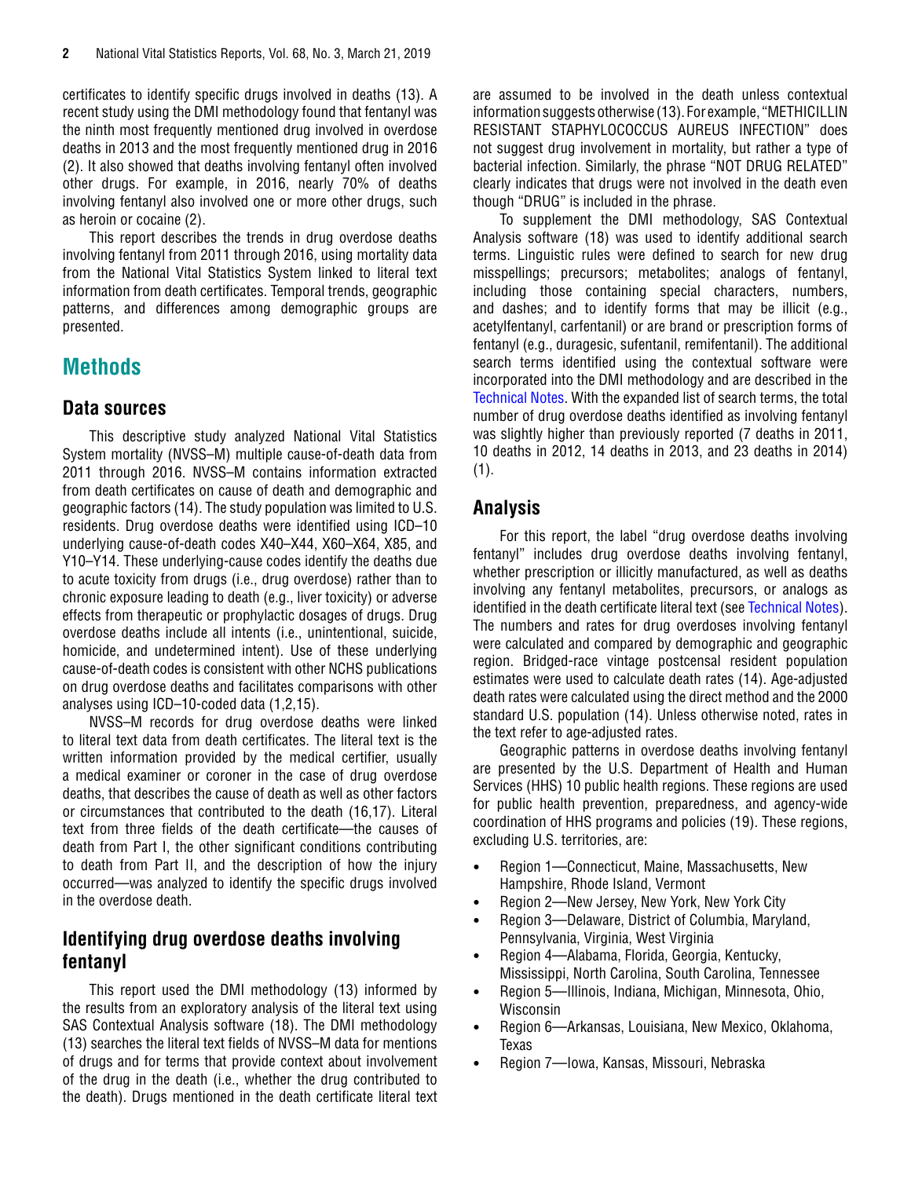certificates to identify specific drugs involved in deaths (13). A recent study using the DMI methodology found that fentanyl was the ninth most frequently mentioned drug involved in overdose deaths in 2013 and the most frequently mentioned drug in 2016 (2). It also showed that deaths involving fentanyl often involved other drugs. For example, in 2016, nearly 70% of deaths involving fentanyl also involved one or more other drugs, such as heroin or cocaine (2).

This report describes the trends in drug overdose deaths involving fentanyl from 2011 through 2016, using mortality data from the National Vital Statistics System linked to literal text information from death certificates. Temporal trends, geographic patterns, and differences among demographic groups are presented.

# Methods

## Data sources

This descriptive study analyzed National Vital Statistics System mortality (NVSS–M) multiple cause-of-death data from 2011 through 2016. NVSS–M contains information extracted from death certificates on cause of death and demographic and geographic factors (14). The study population was limited to U.S. residents. Drug overdose deaths were identified using ICD–10 underlying cause-of-death codes X40–X44, X60–X64, X85, and Y10–Y14. These underlying-cause codes identify the deaths due to acute toxicity from drugs (i.e., drug overdose) rather than to chronic exposure leading to death (e.g., liver toxicity) or adverse effects from therapeutic or prophylactic dosages of drugs. Drug overdose deaths include all intents (i.e., unintentional, suicide, homicide, and undetermined intent). Use of these underlying cause-of-death codes is consistent with other NCHS publications on drug overdose deaths and facilitates comparisons with other analyses using ICD–10-coded data (1,2,15).

NVSS–M records for drug overdose deaths were linked to literal text data from death certificates. The literal text is the written information provided by the medical certifier, usually a medical examiner or coroner in the case of drug overdose deaths, that describes the cause of death as well as other factors or circumstances that contributed to the death (16,17). Literal text from three fields of the death certificate—the causes of death from Part I, the other significant conditions contributing to death from Part II, and the description of how the injury occurred—was analyzed to identify the specific drugs involved in the overdose death.

## Identifying drug overdose deaths involving fentanyl

This report used the DMI methodology (13) informed by the results from an exploratory analysis of the literal text using SAS Contextual Analysis software (18). The DMI methodology (13) searches the literal text fields of NVSS–M data for mentions of drugs and for terms that provide context about involvement of the drug in the death (i.e., whether the drug contributed to the death). Drugs mentioned in the death certificate literal text are assumed to be involved in the death unless contextual information suggests otherwise (13). For example, "METHICILLIN RESISTANT STAPHYLOCOCCUS AUREUS INFECTION" does not suggest drug involvement in mortality, but rather a type of bacterial infection. Similarly, the phrase "NOT DRUG RELATED" clearly indicates that drugs were not involved in the death even though "DRUG" is included in the phrase.

To supplement the DMI methodology, SAS Contextual Analysis software (18) was used to identify additional search terms. Linguistic rules were defined to search for new drug misspellings; precursors; metabolites; analogs of fentanyl, including those containing special characters, numbers, and dashes; and to identify forms that may be illicit (e.g., acetylfentanyl, carfentanil) or are brand or prescription forms of fentanyl (e.g., duragesic, sufentanil, remifentanil). The additional search terms identified using the contextual software were incorporated into the DMI methodology and are described in the Technical Notes. With the expanded list of search terms, the total number of drug overdose deaths identified as involving fentanyl was slightly higher than previously reported (7 deaths in 2011, 10 deaths in 2012, 14 deaths in 2013, and 23 deaths in 2014) (1).

## Analysis

For this report, the label "drug overdose deaths involving fentanyl" includes drug overdose deaths involving fentanyl, whether prescription or illicitly manufactured, as well as deaths involving any fentanyl metabolites, precursors, or analogs as identified in the death certificate literal text (see Technical Notes). The numbers and rates for drug overdoses involving fentanyl were calculated and compared by demographic and geographic region. Bridged-race vintage postcensal resident population estimates were used to calculate death rates (14). Age-adjusted death rates were calculated using the direct method and the 2000 standard U.S. population (14). Unless otherwise noted, rates in the text refer to age-adjusted rates.

Geographic patterns in overdose deaths involving fentanyl are presented by the U.S. Department of Health and Human Services (HHS) 10 public health regions. These regions are used for public health prevention, preparedness, and agency-wide coordination of HHS programs and policies (19). These regions, excluding U.S. territories, are:

- Region 1—Connecticut, Maine, Massachusetts, New Hampshire, Rhode Island, Vermont
- Region 2—New Jersey, New York, New York City
- Region 3—Delaware, District of Columbia, Maryland, Pennsylvania, Virginia, West Virginia
- Region 4—Alabama, Florida, Georgia, Kentucky, Mississippi, North Carolina, South Carolina, Tennessee
- Region 5—Illinois, Indiana, Michigan, Minnesota, Ohio, Wisconsin
- Region 6—Arkansas, Louisiana, New Mexico, Oklahoma, Texas
- Region 7—Iowa, Kansas, Missouri, Nebraska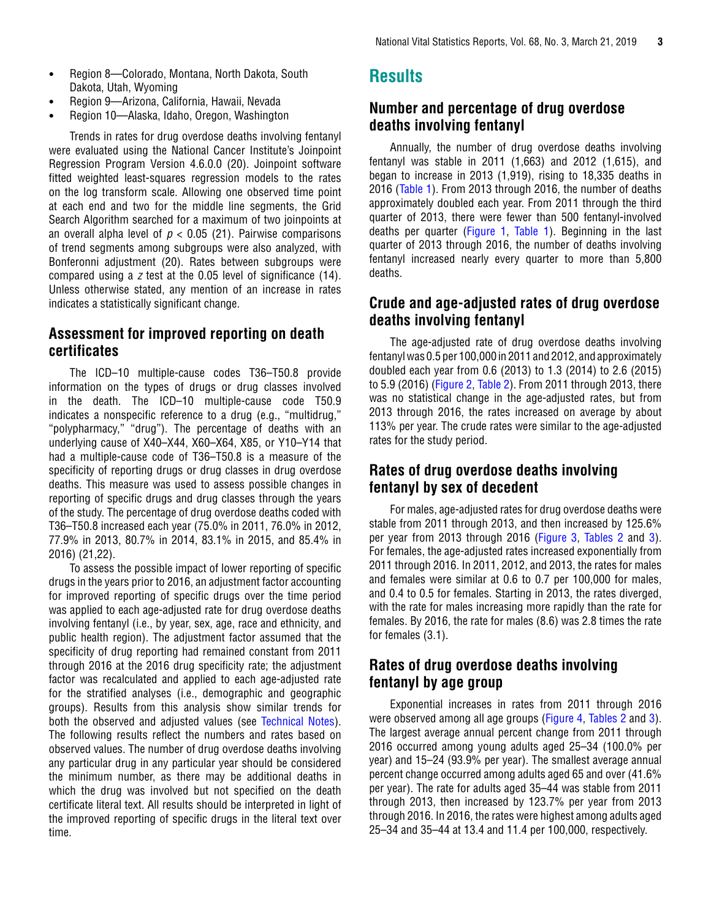- Region 8—Colorado, Montana, North Dakota, South Dakota, Utah, Wyoming
- Region 9—Arizona, California, Hawaii, Nevada
- Region 10—Alaska, Idaho, Oregon, Washington

Trends in rates for drug overdose deaths involving fentanyl were evaluated using the National Cancer Institute's Joinpoint Regression Program Version 4.6.0.0 (20). Joinpoint software fitted weighted least-squares regression models to the rates on the log transform scale. Allowing one observed time point at each end and two for the middle line segments, the Grid Search Algorithm searched for a maximum of two joinpoints at an overall alpha level of $p < 0.05$ (21). Pairwise comparisons of trend segments among subgroups were also analyzed, with Bonferonni adjustment (20). Rates between subgroups were compared using a $z$ test at the 0.05 level of significance (14). Unless otherwise stated, any mention of an increase in rates indicates a statistically significant change.

### Assessment for improved reporting on death certificates

The ICD–10 multiple-cause codes T36–T50.8 provide information on the types of drugs or drug classes involved in the death. The ICD–10 multiple-cause code T50.9 indicates a nonspecific reference to a drug (e.g., "multidrug," "polypharmacy," "drug"). The percentage of deaths with an underlying cause of X40–X44, X60–X64, X85, or Y10–Y14 that had a multiple-cause code of T36–T50.8 is a measure of the specificity of reporting drugs or drug classes in drug overdose deaths. This measure was used to assess possible changes in reporting of specific drugs and drug classes through the years of the study. The percentage of drug overdose deaths coded with T36–T50.8 increased each year (75.0% in 2011, 76.0% in 2012, 77.9% in 2013, 80.7% in 2014, 83.1% in 2015, and 85.4% in 2016) (21,22).

To assess the possible impact of lower reporting of specific drugs in the years prior to 2016, an adjustment factor accounting for improved reporting of specific drugs over the time period was applied to each age-adjusted rate for drug overdose deaths involving fentanyl (i.e., by year, sex, age, race and ethnicity, and public health region). The adjustment factor assumed that the specificity of drug reporting had remained constant from 2011 through 2016 at the 2016 drug specificity rate; the adjustment factor was recalculated and applied to each age-adjusted rate for the stratified analyses (i.e., demographic and geographic groups). Results from this analysis show similar trends for both the observed and adjusted values (see Technical Notes). The following results reflect the numbers and rates based on observed values. The number of drug overdose deaths involving any particular drug in any particular year should be considered the minimum number, as there may be additional deaths in which the drug was involved but not specified on the death certificate literal text. All results should be interpreted in light of the improved reporting of specific drugs in the literal text over time.

## Results

### Number and percentage of drug overdose deaths involving fentanyl

Annually, the number of drug overdose deaths involving fentanyl was stable in 2011 (1,663) and 2012 (1,615), and began to increase in 2013 (1,919), rising to 18,335 deaths in 2016 (Table 1). From 2013 through 2016, the number of deaths approximately doubled each year. From 2011 through the third quarter of 2013, there were fewer than 500 fentanyl-involved deaths per quarter (Figure 1, Table 1). Beginning in the last quarter of 2013 through 2016, the number of deaths involving fentanyl increased nearly every quarter to more than 5,800 deaths.

### Crude and age-adjusted rates of drug overdose deaths involving fentanyl

The age-adjusted rate of drug overdose deaths involving fentanyl was 0.5 per 100,000 in 2011 and 2012, and approximately doubled each year from 0.6 (2013) to 1.3 (2014) to 2.6 (2015) to 5.9 (2016) (Figure 2, Table 2). From 2011 through 2013, there was no statistical change in the age-adjusted rates, but from 2013 through 2016, the rates increased on average by about 113% per year. The crude rates were similar to the age-adjusted rates for the study period.

### Rates of drug overdose deaths involving fentanyl by sex of decedent

For males, age-adjusted rates for drug overdose deaths were stable from 2011 through 2013, and then increased by 125.6% per year from 2013 through 2016 (Figure 3, Tables 2 and 3). For females, the age-adjusted rates increased exponentially from 2011 through 2016. In 2011, 2012, and 2013, the rates for males and females were similar at 0.6 to 0.7 per 100,000 for males, and 0.4 to 0.5 for females. Starting in 2013, the rates diverged, with the rate for males increasing more rapidly than the rate for females. By 2016, the rate for males (8.6) was 2.8 times the rate for females (3.1).

### Rates of drug overdose deaths involving fentanyl by age group

Exponential increases in rates from 2011 through 2016 were observed among all age groups (Figure 4, Tables 2 and 3). The largest average annual percent change from 2011 through 2016 occurred among young adults aged 25–34 (100.0% per year) and 15–24 (93.9% per year). The smallest average annual percent change occurred among adults aged 65 and over (41.6% per year). The rate for adults aged 35–44 was stable from 2011 through 2013, then increased by 123.7% per year from 2013 through 2016. In 2016, the rates were highest among adults aged 25–34 and 35–44 at 13.4 and 11.4 per 100,000, respectively.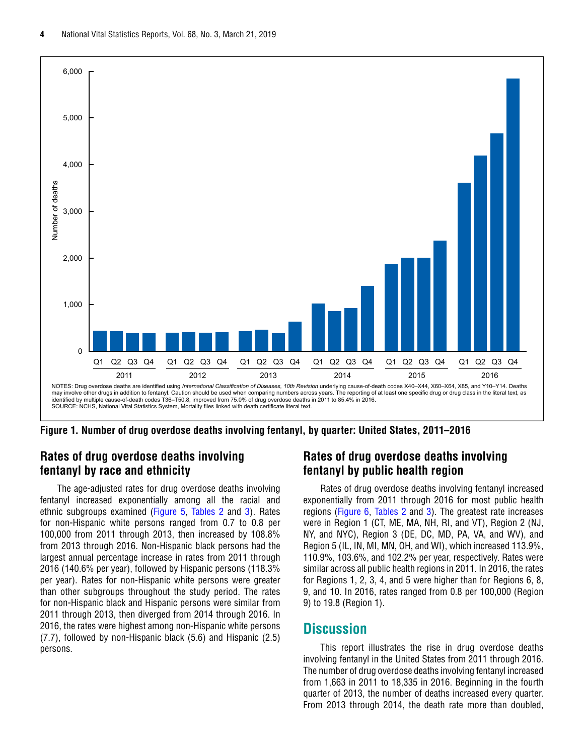NOTES: Drug overdose deaths are identified using *International Classification of Diseases, 10th Revision* underlying cause-of-death codes X40–X44, X60–X64, X85, and Y10–Y14. Deaths may involve other drugs in addition to fentanyl. Caution should be used when comparing numbers across years. The reporting of at least one specific drug or drug class in the literal text, as identified by multiple cause-of-death codes T36–T50.8, improved from 75.0% of drug overdose deaths in 2011 to 85.4% in 2016.
SOURCE: NCHS, National Vital Statistics System, Mortality files linked with death certificate literal text.

**Figure 1. Number of drug overdose deaths involving fentanyl, by quarter: United States, 2011–2016**

## Rates of drug overdose deaths involving fentanyl by race and ethnicity

The age-adjusted rates for drug overdose deaths involving fentanyl increased exponentially among all the racial and ethnic subgroups examined (Figure 5, Tables 2 and 3). Rates for non-Hispanic white persons ranged from 0.7 to 0.8 per 100,000 from 2011 through 2013, then increased by 108.8% from 2013 through 2016. Non-Hispanic black persons had the largest annual percentage increase in rates from 2011 through 2016 (140.6% per year), followed by Hispanic persons (118.3% per year). Rates for non-Hispanic white persons were greater than other subgroups throughout the study period. The rates for non-Hispanic black and Hispanic persons were similar from 2011 through 2013, then diverged from 2014 through 2016. In 2016, the rates were highest among non-Hispanic white persons (7.7), followed by non-Hispanic black (5.6) and Hispanic (2.5) persons.

## Rates of drug overdose deaths involving fentanyl by public health region

Rates of drug overdose deaths involving fentanyl increased exponentially from 2011 through 2016 for most public health regions (Figure 6, Tables 2 and 3). The greatest rate increases were in Region 1 (CT, ME, MA, NH, RI, and VT), Region 2 (NJ, NY, and NYC), Region 3 (DE, DC, MD, PA, VA, and WV), and Region 5 (IL, IN, MI, MN, OH, and WI), which increased 113.9%, 110.9%, 103.6%, and 102.2% per year, respectively. Rates were similar across all public health regions in 2011. In 2016, the rates for Regions 1, 2, 3, 4, and 5 were higher than for Regions 6, 8, 9, and 10. In 2016, rates ranged from 0.8 per 100,000 (Region 9) to 19.8 (Region 1).

## Discussion

This report illustrates the rise in drug overdose deaths involving fentanyl in the United States from 2011 through 2016. The number of drug overdose deaths involving fentanyl increased from 1,663 in 2011 to 18,335 in 2016. Beginning in the fourth quarter of 2013, the number of deaths increased every quarter. From 2013 through 2014, the death rate more than doubled,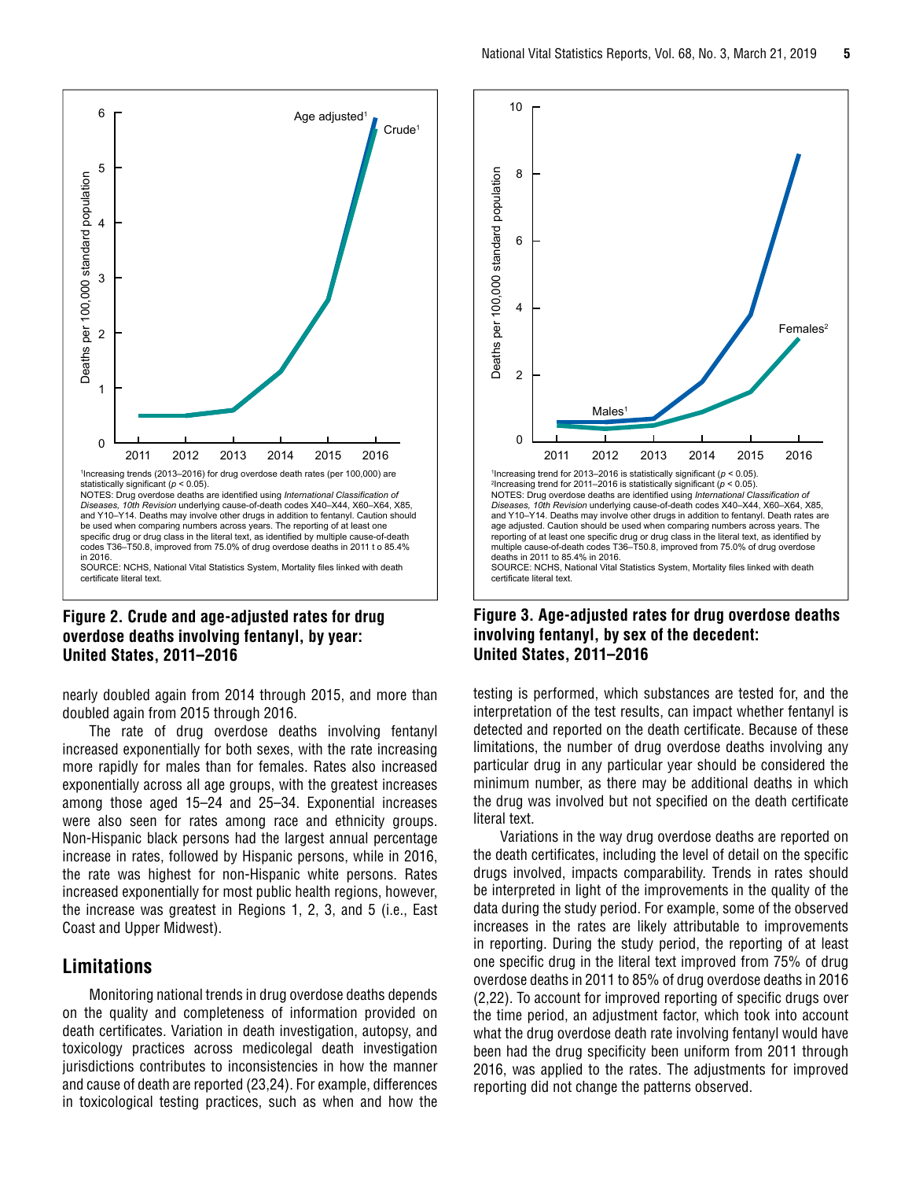[1]Increasing trends (2013–2016) for drug overdose death rates (per 100,000) are statistically significant ($p < 0.05$).

NOTES: Drug overdose deaths are identified using *International Classification of Diseases, 10th Revision* underlying cause-of-death codes X40–X44, X60–X64, X85, and Y10–Y14. Deaths may involve other drugs in addition to fentanyl. Caution should be used when comparing numbers across years. The reporting of at least one specific drug or drug class in the literal text, as identified by multiple cause-of-death codes T36–T50.8, improved from 75.0% of drug overdose deaths in 2011 t o 85.4% in 2016.

SOURCE: NCHS, National Vital Statistics System, Mortality files linked with death certificate literal text.

**Figure 2. Crude and age-adjusted rates for drug overdose deaths involving fentanyl, by year: United States, 2011–2016**

[1]Increasing trend for 2013–2016 is statistically significant ($p < 0.05$).
[2]Increasing trend for 2011–2016 is statistically significant ($p < 0.05$).

NOTES: Drug overdose deaths are identified using *International Classification of Diseases, 10th Revision* underlying cause-of-death codes X40–X44, X60–X64, X85, and Y10–Y14. Deaths may involve other drugs in addition to fentanyl. Death rates are age adjusted. Caution should be used when comparing numbers across years. The reporting of at least one specific drug or drug class in the literal text, as identified by multiple cause-of-death codes T36–T50.8, improved from 75.0% of drug overdose deaths in 2011 to 85.4% in 2016.

SOURCE: NCHS, National Vital Statistics System, Mortality files linked with death certificate literal text.

**Figure 3. Age-adjusted rates for drug overdose deaths involving fentanyl, by sex of the decedent: United States, 2011–2016**

nearly doubled again from 2014 through 2015, and more than doubled again from 2015 through 2016.

The rate of drug overdose deaths involving fentanyl increased exponentially for both sexes, with the rate increasing more rapidly for males than for females. Rates also increased exponentially across all age groups, with the greatest increases among those aged 15–24 and 25–34. Exponential increases were also seen for rates among race and ethnicity groups. Non-Hispanic black persons had the largest annual percentage increase in rates, followed by Hispanic persons, while in 2016, the rate was highest for non-Hispanic white persons. Rates increased exponentially for most public health regions, however, the increase was greatest in Regions 1, 2, 3, and 5 (i.e., East Coast and Upper Midwest).

## Limitations

Monitoring national trends in drug overdose deaths depends on the quality and completeness of information provided on death certificates. Variation in death investigation, autopsy, and toxicology practices across medicolegal death investigation jurisdictions contributes to inconsistencies in how the manner and cause of death are reported (23,24). For example, differences in toxicological testing practices, such as when and how the testing is performed, which substances are tested for, and the interpretation of the test results, can impact whether fentanyl is detected and reported on the death certificate. Because of these limitations, the number of drug overdose deaths involving any particular drug in any particular year should be considered the minimum number, as there may be additional deaths in which the drug was involved but not specified on the death certificate literal text.

Variations in the way drug overdose deaths are reported on the death certificates, including the level of detail on the specific drugs involved, impacts comparability. Trends in rates should be interpreted in light of the improvements in the quality of the data during the study period. For example, some of the observed increases in the rates are likely attributable to improvements in reporting. During the study period, the reporting of at least one specific drug in the literal text improved from 75% of drug overdose deaths in 2011 to 85% of drug overdose deaths in 2016 (2,22). To account for improved reporting of specific drugs over the time period, an adjustment factor, which took into account what the drug overdose death rate involving fentanyl would have been had the drug specificity been uniform from 2011 through 2016, was applied to the rates. The adjustments for improved reporting did not change the patterns observed.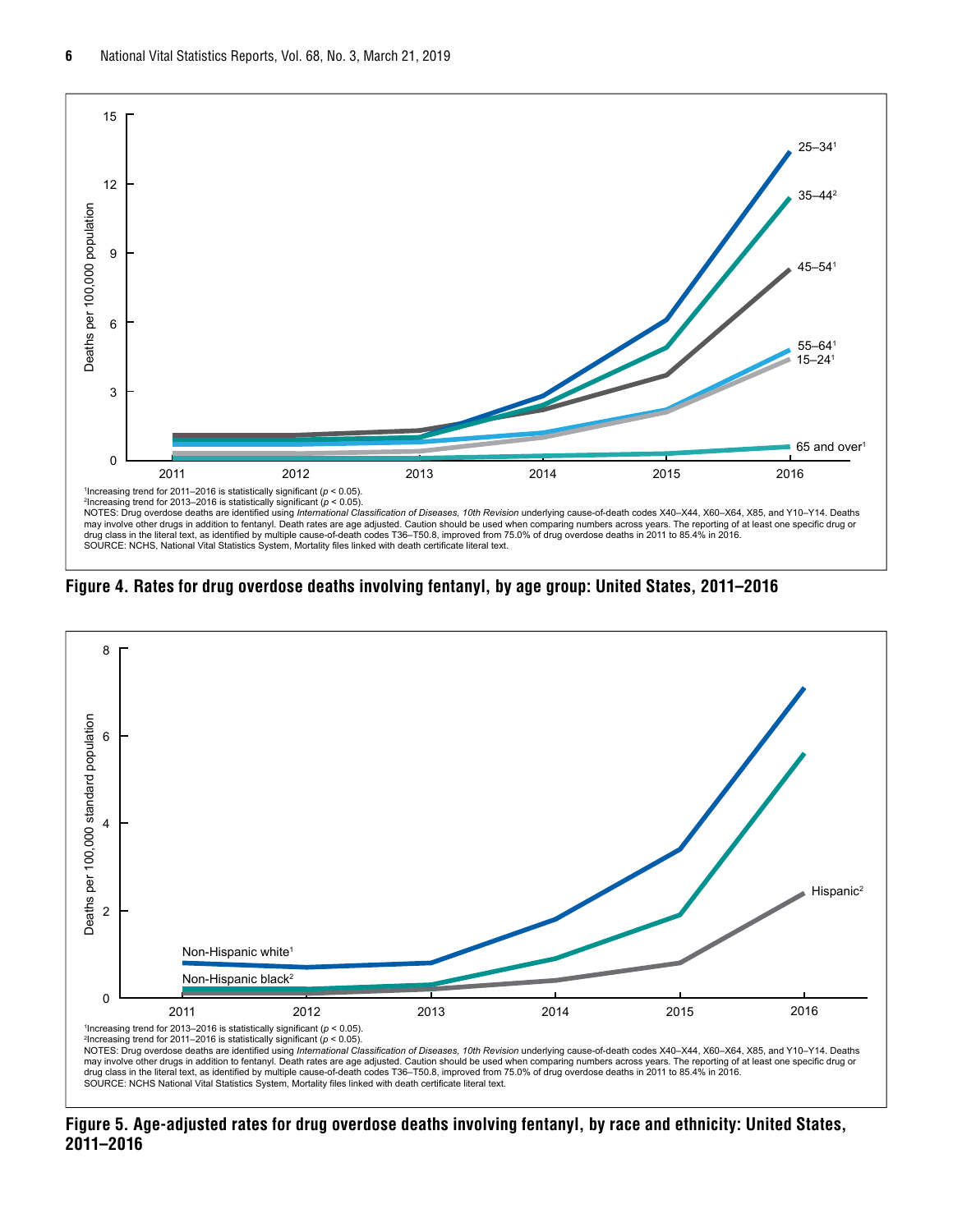[1]Increasing trend for 2011–2016 is statistically significant ($p < 0.05$).
[2]Increasing trend for 2013–2016 is statistically significant ($p < 0.05$).
NOTES: Drug overdose deaths are identified using *International Classification of Diseases, 10th Revision* underlying cause-of-death codes X40–X44, X60–X64, X85, and Y10–Y14. Deaths may involve other drugs in addition to fentanyl. Death rates are age adjusted. Caution should be used when comparing numbers across years. The reporting of at least one specific drug or drug class in the literal text, as identified by multiple cause-of-death codes T36–T50.8, improved from 75.0% of drug overdose deaths in 2011 to 85.4% in 2016.
SOURCE: NCHS, National Vital Statistics System, Mortality files linked with death certificate literal text.

**Figure 4. Rates for drug overdose deaths involving fentanyl, by age group: United States, 2011–2016**

[1]Increasing trend for 2013–2016 is statistically significant ($p < 0.05$).
[2]Increasing trend for 2011–2016 is statistically significant ($p < 0.05$).
NOTES: Drug overdose deaths are identified using *International Classification of Diseases, 10th Revision* underlying cause-of-death codes X40–X44, X60–X64, X85, and Y10–Y14. Deaths may involve other drugs in addition to fentanyl. Death rates are age adjusted. Caution should be used when comparing numbers across years. The reporting of at least one specific drug or drug class in the literal text, as identified by multiple cause-of-death codes T36–T50.8, improved from 75.0% of drug overdose deaths in 2011 to 85.4% in 2016.
SOURCE: NCHS National Vital Statistics System, Mortality files linked with death certificate literal text.

**Figure 5. Age-adjusted rates for drug overdose deaths involving fentanyl, by race and ethnicity: United States, 2011–2016**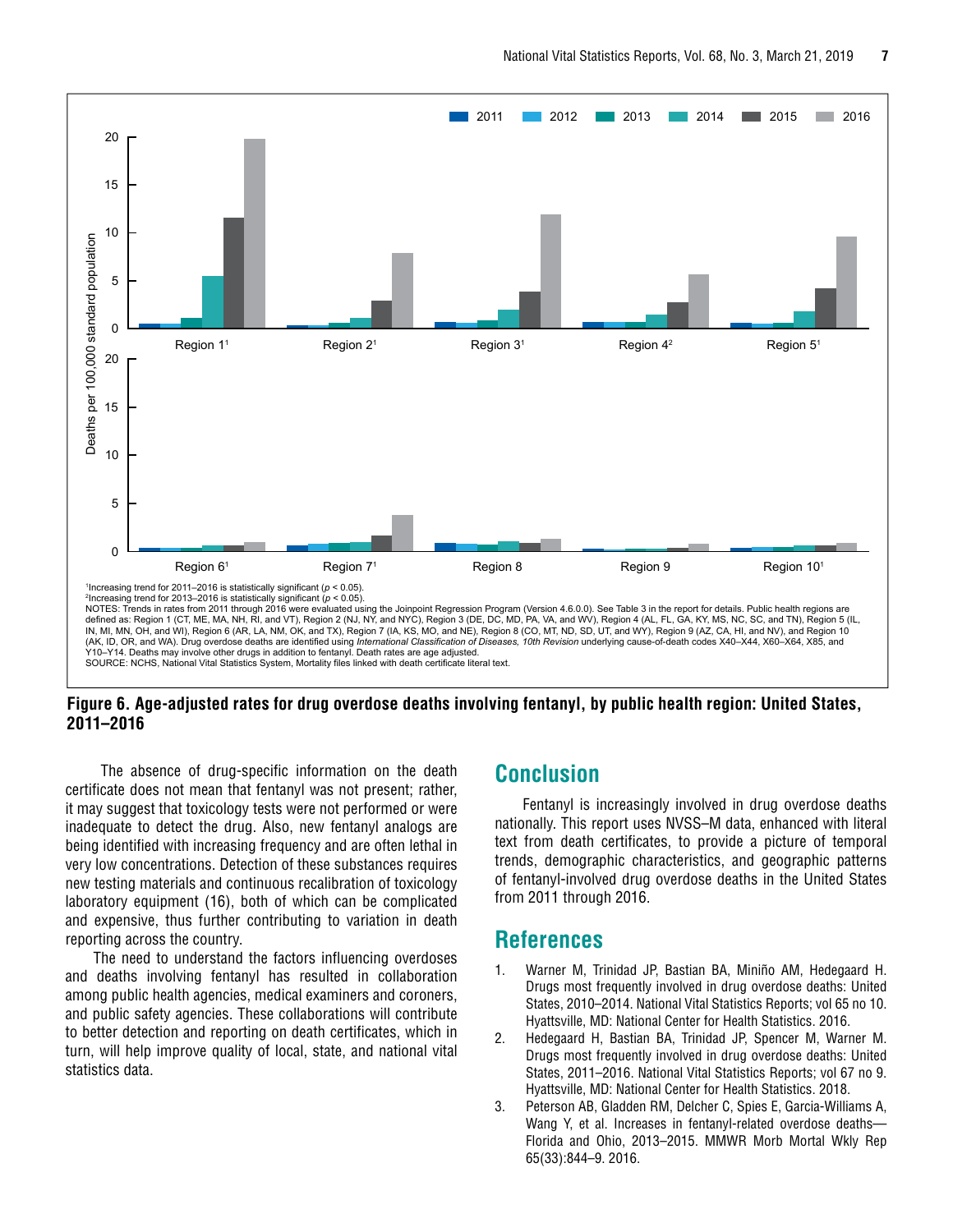[1]Increasing trend for 2011–2016 is statistically significant ($p < 0.05$).
[2]Increasing trend for 2013–2016 is statistically significant ($p < 0.05$).
NOTES: Trends in rates from 2011 through 2016 were evaluated using the Joinpoint Regression Program (Version 4.6.0.0). See Table 3 in the report for details. Public health regions are defined as: Region 1 (CT, ME, MA, NH, RI, and VT), Region 2 (NJ, NY, and NYC), Region 3 (DE, DC, MD, PA, VA, and WV), Region 4 (AL, FL, GA, KY, MS, NC, SC, and TN), Region 5 (IL, IN, MI, MN, OH, and WI), Region 6 (AR, LA, NM, OK, and TX), Region 7 (IA, KS, MO, and NE), Region 8 (CO, MT, ND, SD, UT, and WY), Region 9 (AZ, CA, HI, and NV), and Region 10 (AK, ID, OR, and WA). Drug overdose deaths are identified using *International Classification of Diseases, 10th Revision* underlying cause-of-death codes X40–X44, X60–X64, X85, and Y10–Y14. Deaths may involve other drugs in addition to fentanyl. Death rates are age adjusted.
SOURCE: NCHS, National Vital Statistics System, Mortality files linked with death certificate literal text.

**Figure 6. Age-adjusted rates for drug overdose deaths involving fentanyl, by public health region: United States, 2011–2016**

The absence of drug-specific information on the death certificate does not mean that fentanyl was not present; rather, it may suggest that toxicology tests were not performed or were inadequate to detect the drug. Also, new fentanyl analogs are being identified with increasing frequency and are often lethal in very low concentrations. Detection of these substances requires new testing materials and continuous recalibration of toxicology laboratory equipment (16), both of which can be complicated and expensive, thus further contributing to variation in death reporting across the country.

The need to understand the factors influencing overdoses and deaths involving fentanyl has resulted in collaboration among public health agencies, medical examiners and coroners, and public safety agencies. These collaborations will contribute to better detection and reporting on death certificates, which in turn, will help improve quality of local, state, and national vital statistics data.

## Conclusion

Fentanyl is increasingly involved in drug overdose deaths nationally. This report uses NVSS–M data, enhanced with literal text from death certificates, to provide a picture of temporal trends, demographic characteristics, and geographic patterns of fentanyl-involved drug overdose deaths in the United States from 2011 through 2016.

## References

1. Warner M, Trinidad JP, Bastian BA, Miniño AM, Hedegaard H. Drugs most frequently involved in drug overdose deaths: United States, 2010–2014. National Vital Statistics Reports; vol 65 no 10. Hyattsville, MD: National Center for Health Statistics. 2016.
2. Hedegaard H, Bastian BA, Trinidad JP, Spencer M, Warner M. Drugs most frequently involved in drug overdose deaths: United States, 2011–2016. National Vital Statistics Reports; vol 67 no 9. Hyattsville, MD: National Center for Health Statistics. 2018.
3. Peterson AB, Gladden RM, Delcher C, Spies E, Garcia-Williams A, Wang Y, et al. Increases in fentanyl-related overdose deaths—Florida and Ohio, 2013–2015. MMWR Morb Mortal Wkly Rep 65(33):844–9. 2016.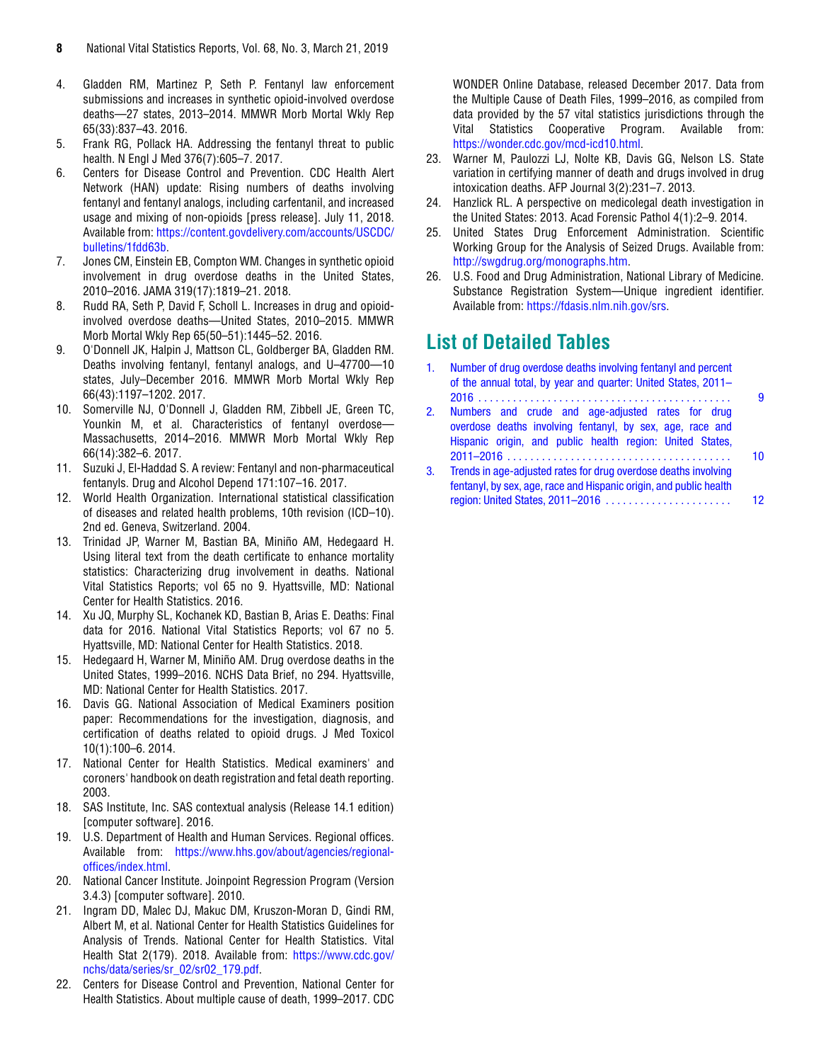4. Gladden RM, Martinez P, Seth P. Fentanyl law enforcement submissions and increases in synthetic opioid-involved overdose deaths—27 states, 2013–2014. MMWR Morb Mortal Wkly Rep 65(33):837–43. 2016.
5. Frank RG, Pollack HA. Addressing the fentanyl threat to public health. N Engl J Med 376(7):605–7. 2017.
6. Centers for Disease Control and Prevention. CDC Health Alert Network (HAN) update: Rising numbers of deaths involving fentanyl and fentanyl analogs, including carfentanil, and increased usage and mixing of non-opioids [press release]. July 11, 2018. Available from: https://content.govdelivery.com/accounts/USCDC/bulletins/1fdd63b.
7. Jones CM, Einstein EB, Compton WM. Changes in synthetic opioid involvement in drug overdose deaths in the United States, 2010–2016. JAMA 319(17):1819–21. 2018.
8. Rudd RA, Seth P, David F, Scholl L. Increases in drug and opioid-involved overdose deaths—United States, 2010–2015. MMWR Morb Mortal Wkly Rep 65(50–51):1445–52. 2016.
9. O'Donnell JK, Halpin J, Mattson CL, Goldberger BA, Gladden RM. Deaths involving fentanyl, fentanyl analogs, and U–47700—10 states, July–December 2016. MMWR Morb Mortal Wkly Rep 66(43):1197–1202. 2017.
10. Somerville NJ, O'Donnell J, Gladden RM, Zibbell JE, Green TC, Younkin M, et al. Characteristics of fentanyl overdose—Massachusetts, 2014–2016. MMWR Morb Mortal Wkly Rep 66(14):382–6. 2017.
11. Suzuki J, El-Haddad S. A review: Fentanyl and non-pharmaceutical fentanyls. Drug and Alcohol Depend 171:107–16. 2017.
12. World Health Organization. International statistical classification of diseases and related health problems, 10th revision (ICD–10). 2nd ed. Geneva, Switzerland. 2004.
13. Trinidad JP, Warner M, Bastian BA, Miniño AM, Hedegaard H. Using literal text from the death certificate to enhance mortality statistics: Characterizing drug involvement in deaths. National Vital Statistics Reports; vol 65 no 9. Hyattsville, MD: National Center for Health Statistics. 2016.
14. Xu JQ, Murphy SL, Kochanek KD, Bastian B, Arias E. Deaths: Final data for 2016. National Vital Statistics Reports; vol 67 no 5. Hyattsville, MD: National Center for Health Statistics. 2018.
15. Hedegaard H, Warner M, Miniño AM. Drug overdose deaths in the United States, 1999–2016. NCHS Data Brief, no 294. Hyattsville, MD: National Center for Health Statistics. 2017.
16. Davis GG. National Association of Medical Examiners position paper: Recommendations for the investigation, diagnosis, and certification of deaths related to opioid drugs. J Med Toxicol 10(1):100–6. 2014.
17. National Center for Health Statistics. Medical examiners' and coroners' handbook on death registration and fetal death reporting. 2003.
18. SAS Institute, Inc. SAS contextual analysis (Release 14.1 edition) [computer software]. 2016.
19. U.S. Department of Health and Human Services. Regional offices. Available from: https://www.hhs.gov/about/agencies/regional-offices/index.html.
20. National Cancer Institute. Joinpoint Regression Program (Version 3.4.3) [computer software]. 2010.
21. Ingram DD, Malec DJ, Makuc DM, Kruszon-Moran D, Gindi RM, Albert M, et al. National Center for Health Statistics Guidelines for Analysis of Trends. National Center for Health Statistics. Vital Health Stat 2(179). 2018. Available from: https://www.cdc.gov/nchs/data/series/sr_02/sr02_179.pdf.
22. Centers for Disease Control and Prevention, National Center for Health Statistics. About multiple cause of death, 1999–2017. CDC WONDER Online Database, released December 2017. Data from the Multiple Cause of Death Files, 1999–2016, as compiled from data provided by the 57 vital statistics jurisdictions through the Vital Statistics Cooperative Program. Available from: https://wonder.cdc.gov/mcd-icd10.html.
23. Warner M, Paulozzi LJ, Nolte KB, Davis GG, Nelson LS. State variation in certifying manner of death and drugs involved in drug intoxication deaths. AFP Journal 3(2):231–7. 2013.
24. Hanzlick RL. A perspective on medicolegal death investigation in the United States: 2013. Acad Forensic Pathol 4(1):2–9. 2014.
25. United States Drug Enforcement Administration. Scientific Working Group for the Analysis of Seized Drugs. Available from: http://swgdrug.org/monographs.htm.
26. U.S. Food and Drug Administration, National Library of Medicine. Substance Registration System—Unique ingredient identifier. Available from: https://fdasis.nlm.nih.gov/srs.

## List of Detailed Tables

1. Number of drug overdose deaths involving fentanyl and percent of the annual total, by year and quarter: United States, 2011–2016 . . . . . . . . . . . . . . . . . . . . . . . . . . . . . . . . . . . . . . . . . . . 9
2. Numbers and crude and age-adjusted rates for drug overdose deaths involving fentanyl, by sex, age, race and Hispanic origin, and public health region: United States, 2011–2016 . . . . . . . . . . . . . . . . . . . . . . . . . . . . . . . . . . . . . . 10
3. Trends in age-adjusted rates for drug overdose deaths involving fentanyl, by sex, age, race and Hispanic origin, and public health region: United States, 2011–2016 . . . . . . . . . . . . . . . . . . . . . . 12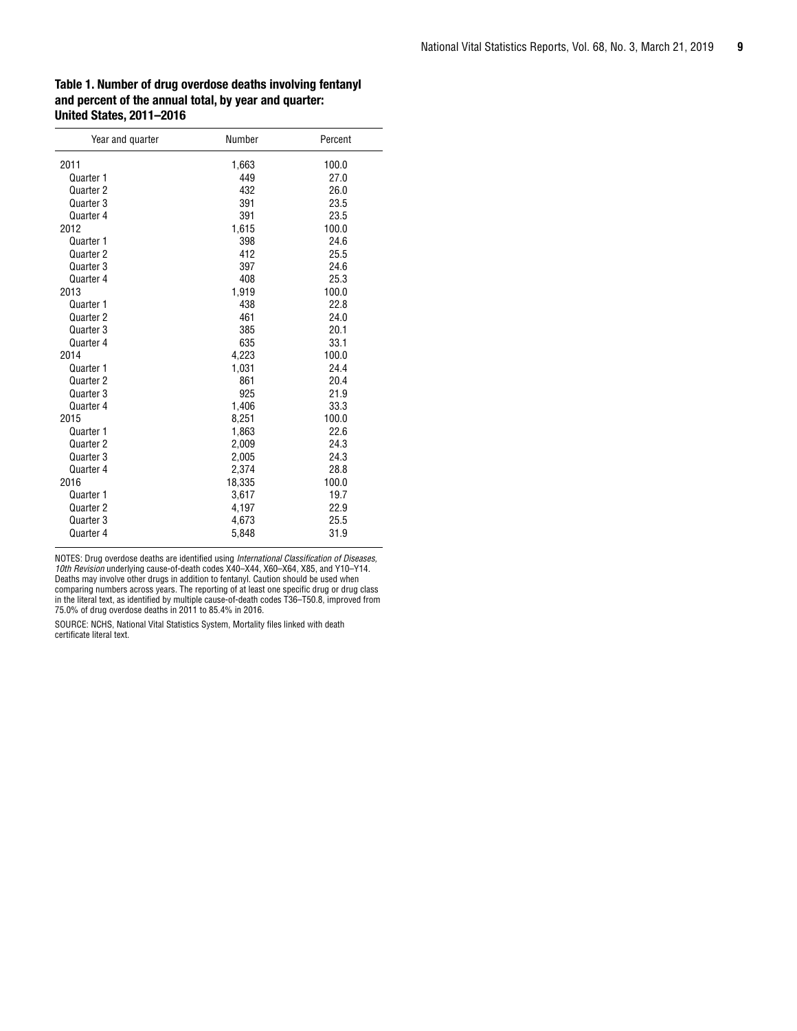**Table 1. Number of drug overdose deaths involving fentanyl and percent of the annual total, by year and quarter: United States, 2011–2016**

| Year and quarter | Number | Percent |
|---|---|---|
| 2011 | 1,663 | 100.0 |
| Quarter 1 | 449 | 27.0 |
| Quarter 2 | 432 | 26.0 |
| Quarter 3 | 391 | 23.5 |
| Quarter 4 | 391 | 23.5 |
| 2012 | 1,615 | 100.0 |
| Quarter 1 | 398 | 24.6 |
| Quarter 2 | 412 | 25.5 |
| Quarter 3 | 397 | 24.6 |
| Quarter 4 | 408 | 25.3 |
| 2013 | 1,919 | 100.0 |
| Quarter 1 | 438 | 22.8 |
| Quarter 2 | 461 | 24.0 |
| Quarter 3 | 385 | 20.1 |
| Quarter 4 | 635 | 33.1 |
| 2014 | 4,223 | 100.0 |
| Quarter 1 | 1,031 | 24.4 |
| Quarter 2 | 861 | 20.4 |
| Quarter 3 | 925 | 21.9 |
| Quarter 4 | 1,406 | 33.3 |
| 2015 | 8,251 | 100.0 |
| Quarter 1 | 1,863 | 22.6 |
| Quarter 2 | 2,009 | 24.3 |
| Quarter 3 | 2,005 | 24.3 |
| Quarter 4 | 2,374 | 28.8 |
| 2016 | 18,335 | 100.0 |
| Quarter 1 | 3,617 | 19.7 |
| Quarter 2 | 4,197 | 22.9 |
| Quarter 3 | 4,673 | 25.5 |
| Quarter 4 | 5,848 | 31.9 |

NOTES: Drug overdose deaths are identified using *International Classification of Diseases, 10th Revision* underlying cause-of-death codes X40–X44, X60–X64, X85, and Y10–Y14. Deaths may involve other drugs in addition to fentanyl. Caution should be used when comparing numbers across years. The reporting of at least one specific drug or drug class in the literal text, as identified by multiple cause-of-death codes T36–T50.8, improved from 75.0% of drug overdose deaths in 2011 to 85.4% in 2016.

SOURCE: NCHS, National Vital Statistics System, Mortality files linked with death certificate literal text.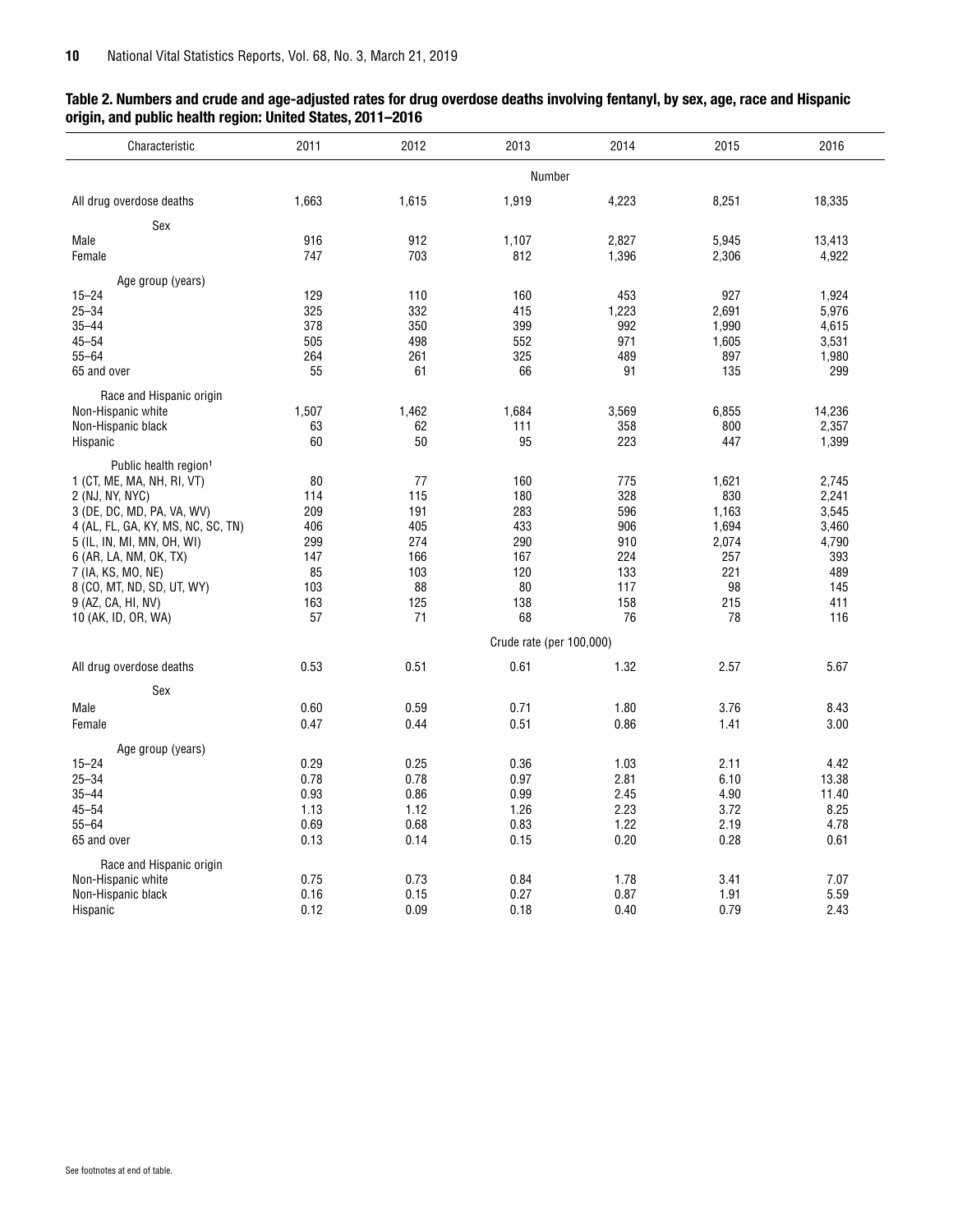**Table 2. Numbers and crude and age-adjusted rates for drug overdose deaths involving fentanyl, by sex, age, race and Hispanic origin, and public health region: United States, 2011–2016**

| Characteristic | 2011 | 2012 | 2013 | 2014 | 2015 | 2016 |
|---|---|---|---|---|---|---|
| | | | Number | | | |
| All drug overdose deaths | 1,663 | 1,615 | 1,919 | 4,223 | 8,251 | 18,335 |
| Sex | | | | | | |
| Male | 916 | 912 | 1,107 | 2,827 | 5,945 | 13,413 |
| Female | 747 | 703 | 812 | 1,396 | 2,306 | 4,922 |
| Age group (years) | | | | | | |
| 15–24 | 129 | 110 | 160 | 453 | 927 | 1,924 |
| 25–34 | 325 | 332 | 415 | 1,223 | 2,691 | 5,976 |
| 35–44 | 378 | 350 | 399 | 992 | 1,990 | 4,615 |
| 45–54 | 505 | 498 | 552 | 971 | 1,605 | 3,531 |
| 55–64 | 264 | 261 | 325 | 489 | 897 | 1,980 |
| 65 and over | 55 | 61 | 66 | 91 | 135 | 299 |
| Race and Hispanic origin | | | | | | |
| Non-Hispanic white | 1,507 | 1,462 | 1,684 | 3,569 | 6,855 | 14,236 |
| Non-Hispanic black | 63 | 62 | 111 | 358 | 800 | 2,357 |
| Hispanic | 60 | 50 | 95 | 223 | 447 | 1,399 |
| Public health region[1] | | | | | | |
| 1 (CT, ME, MA, NH, RI, VT) | 80 | 77 | 160 | 775 | 1,621 | 2,745 |
| 2 (NJ, NY, NYC) | 114 | 115 | 180 | 328 | 830 | 2,241 |
| 3 (DE, DC, MD, PA, VA, WV) | 209 | 191 | 283 | 596 | 1,163 | 3,545 |
| 4 (AL, FL, GA, KY, MS, NC, SC, TN) | 406 | 405 | 433 | 906 | 1,694 | 3,460 |
| 5 (IL, IN, MI, MN, OH, WI) | 299 | 274 | 290 | 910 | 2,074 | 4,790 |
| 6 (AR, LA, NM, OK, TX) | 147 | 166 | 167 | 224 | 257 | 393 |
| 7 (IA, KS, MO, NE) | 85 | 103 | 120 | 133 | 221 | 489 |
| 8 (CO, MT, ND, SD, UT, WY) | 103 | 88 | 80 | 117 | 98 | 145 |
| 9 (AZ, CA, HI, NV) | 163 | 125 | 138 | 158 | 215 | 411 |
| 10 (AK, ID, OR, WA) | 57 | 71 | 68 | 76 | 78 | 116 |
| | | | Crude rate (per 100,000) | | | |
| All drug overdose deaths | 0.53 | 0.51 | 0.61 | 1.32 | 2.57 | 5.67 |
| Sex | | | | | | |
| Male | 0.60 | 0.59 | 0.71 | 1.80 | 3.76 | 8.43 |
| Female | 0.47 | 0.44 | 0.51 | 0.86 | 1.41 | 3.00 |
| Age group (years) | | | | | | |
| 15–24 | 0.29 | 0.25 | 0.36 | 1.03 | 2.11 | 4.42 |
| 25–34 | 0.78 | 0.78 | 0.97 | 2.81 | 6.10 | 13.38 |
| 35–44 | 0.93 | 0.86 | 0.99 | 2.45 | 4.90 | 11.40 |
| 45–54 | 1.13 | 1.12 | 1.26 | 2.23 | 3.72 | 8.25 |
| 55–64 | 0.69 | 0.68 | 0.83 | 1.22 | 2.19 | 4.78 |
| 65 and over | 0.13 | 0.14 | 0.15 | 0.20 | 0.28 | 0.61 |
| Race and Hispanic origin | | | | | | |
| Non-Hispanic white | 0.75 | 0.73 | 0.84 | 1.78 | 3.41 | 7.07 |
| Non-Hispanic black | 0.16 | 0.15 | 0.27 | 0.87 | 1.91 | 5.59 |
| Hispanic | 0.12 | 0.09 | 0.18 | 0.40 | 0.79 | 2.43 |

See footnotes at end of table.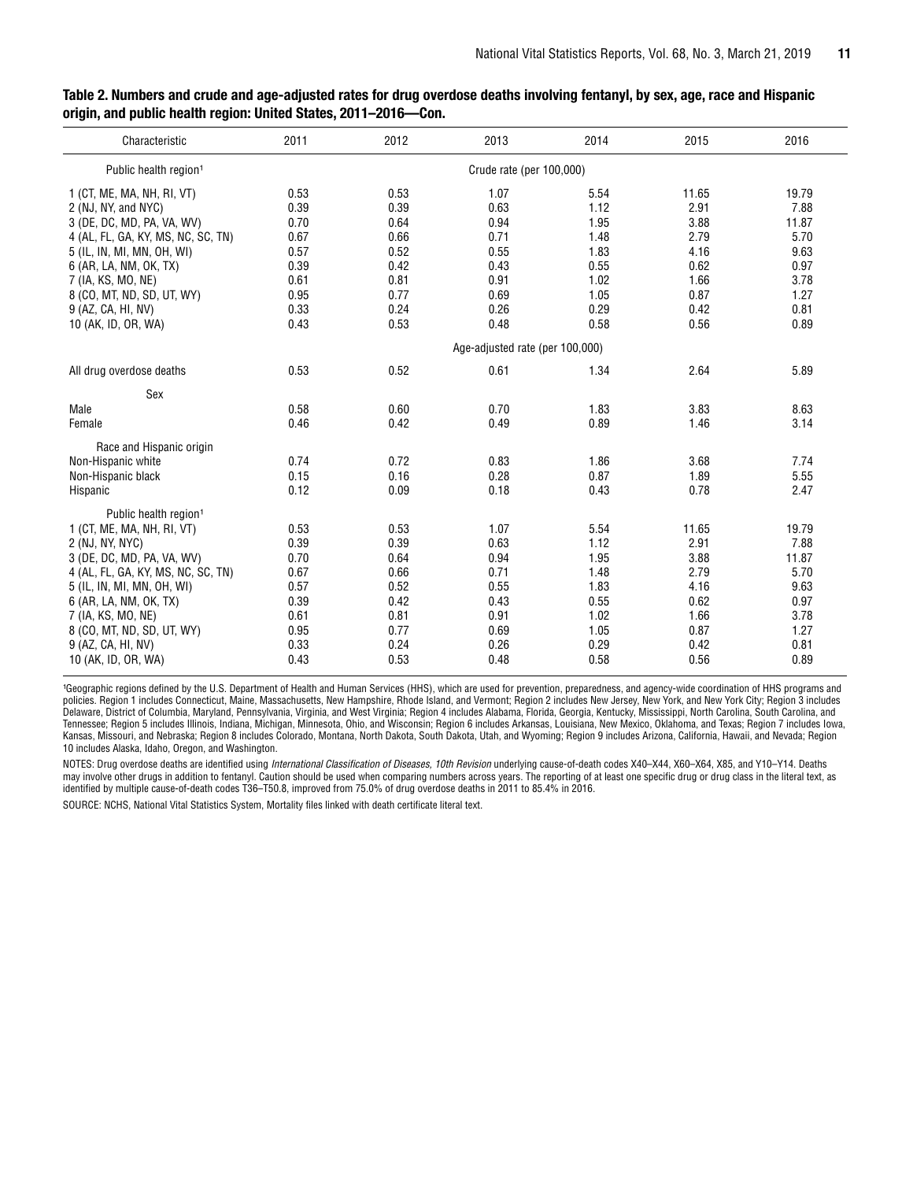**Table 2. Numbers and crude and age-adjusted rates for drug overdose deaths involving fentanyl, by sex, age, race and Hispanic origin, and public health region: United States, 2011–2016—Con.**

| Characteristic | 2011 | 2012 | 2013 | 2014 | 2015 | 2016 |
|---|---|---|---|---|---|---|
| Public health region[1] | | | Crude rate (per 100,000) | | | |
| 1 (CT, ME, MA, NH, RI, VT) | 0.53 | 0.53 | 1.07 | 5.54 | 11.65 | 19.79 |
| 2 (NJ, NY, and NYC) | 0.39 | 0.39 | 0.63 | 1.12 | 2.91 | 7.88 |
| 3 (DE, DC, MD, PA, VA, WV) | 0.70 | 0.64 | 0.94 | 1.95 | 3.88 | 11.87 |
| 4 (AL, FL, GA, KY, MS, NC, SC, TN) | 0.67 | 0.66 | 0.71 | 1.48 | 2.79 | 5.70 |
| 5 (IL, IN, MI, MN, OH, WI) | 0.57 | 0.52 | 0.55 | 1.83 | 4.16 | 9.63 |
| 6 (AR, LA, NM, OK, TX) | 0.39 | 0.42 | 0.43 | 0.55 | 0.62 | 0.97 |
| 7 (IA, KS, MO, NE) | 0.61 | 0.81 | 0.91 | 1.02 | 1.66 | 3.78 |
| 8 (CO, MT, ND, SD, UT, WY) | 0.95 | 0.77 | 0.69 | 1.05 | 0.87 | 1.27 |
| 9 (AZ, CA, HI, NV) | 0.33 | 0.24 | 0.26 | 0.29 | 0.42 | 0.81 |
| 10 (AK, ID, OR, WA) | 0.43 | 0.53 | 0.48 | 0.58 | 0.56 | 0.89 |
| | | | Age-adjusted rate (per 100,000) | | | |
| All drug overdose deaths | 0.53 | 0.52 | 0.61 | 1.34 | 2.64 | 5.89 |
| Sex | | | | | | |
| Male | 0.58 | 0.60 | 0.70 | 1.83 | 3.83 | 8.63 |
| Female | 0.46 | 0.42 | 0.49 | 0.89 | 1.46 | 3.14 |
| Race and Hispanic origin | | | | | | |
| Non-Hispanic white | 0.74 | 0.72 | 0.83 | 1.86 | 3.68 | 7.74 |
| Non-Hispanic black | 0.15 | 0.16 | 0.28 | 0.87 | 1.89 | 5.55 |
| Hispanic | 0.12 | 0.09 | 0.18 | 0.43 | 0.78 | 2.47 |
| Public health region[1] | | | | | | |
| 1 (CT, ME, MA, NH, RI, VT) | 0.53 | 0.53 | 1.07 | 5.54 | 11.65 | 19.79 |
| 2 (NJ, NY, NYC) | 0.39 | 0.39 | 0.63 | 1.12 | 2.91 | 7.88 |
| 3 (DE, DC, MD, PA, VA, WV) | 0.70 | 0.64 | 0.94 | 1.95 | 3.88 | 11.87 |
| 4 (AL, FL, GA, KY, MS, NC, SC, TN) | 0.67 | 0.66 | 0.71 | 1.48 | 2.79 | 5.70 |
| 5 (IL, IN, MI, MN, OH, WI) | 0.57 | 0.52 | 0.55 | 1.83 | 4.16 | 9.63 |
| 6 (AR, LA, NM, OK, TX) | 0.39 | 0.42 | 0.43 | 0.55 | 0.62 | 0.97 |
| 7 (IA, KS, MO, NE) | 0.61 | 0.81 | 0.91 | 1.02 | 1.66 | 3.78 |
| 8 (CO, MT, ND, SD, UT, WY) | 0.95 | 0.77 | 0.69 | 1.05 | 0.87 | 1.27 |
| 9 (AZ, CA, HI, NV) | 0.33 | 0.24 | 0.26 | 0.29 | 0.42 | 0.81 |
| 10 (AK, ID, OR, WA) | 0.43 | 0.53 | 0.48 | 0.58 | 0.56 | 0.89 |

[1]Geographic regions defined by the U.S. Department of Health and Human Services (HHS), which are used for prevention, preparedness, and agency-wide coordination of HHS programs and policies. Region 1 includes Connecticut, Maine, Massachusetts, New Hampshire, Rhode Island, and Vermont; Region 2 includes New Jersey, New York, and New York City; Region 3 includes Delaware, District of Columbia, Maryland, Pennsylvania, Virginia, and West Virginia; Region 4 includes Alabama, Florida, Georgia, Kentucky, Mississippi, North Carolina, South Carolina, and Tennessee; Region 5 includes Illinois, Indiana, Michigan, Minnesota, Ohio, and Wisconsin; Region 6 includes Arkansas, Louisiana, New Mexico, Oklahoma, and Texas; Region 7 includes Iowa, Kansas, Missouri, and Nebraska; Region 8 includes Colorado, Montana, North Dakota, South Dakota, Utah, and Wyoming; Region 9 includes Arizona, California, Hawaii, and Nevada; Region 10 includes Alaska, Idaho, Oregon, and Washington.

NOTES: Drug overdose deaths are identified using *International Classification of Diseases, 10th Revision* underlying cause-of-death codes X40–X44, X60–X64, X85, and Y10–Y14. Deaths may involve other drugs in addition to fentanyl. Caution should be used when comparing numbers across years. The reporting of at least one specific drug or drug class in the literal text, as identified by multiple cause-of-death codes T36–T50.8, improved from 75.0% of drug overdose deaths in 2011 to 85.4% in 2016.

SOURCE: NCHS, National Vital Statistics System, Mortality files linked with death certificate literal text.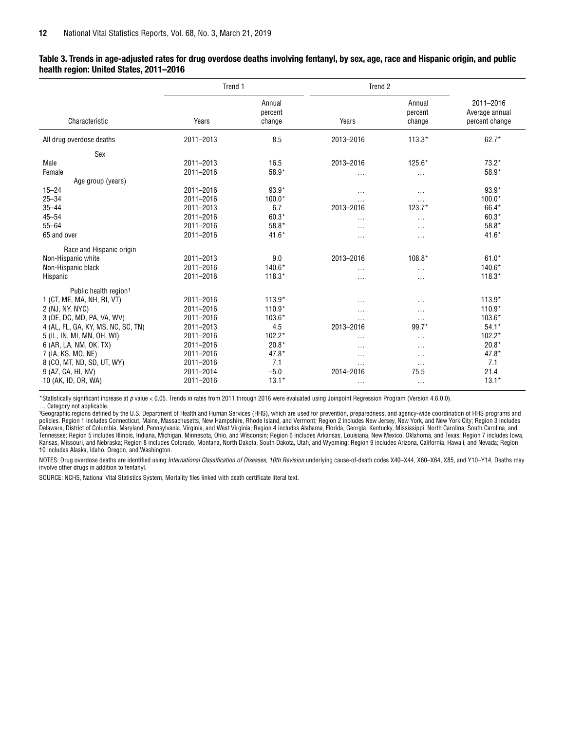**Table 3. Trends in age-adjusted rates for drug overdose deaths involving fentanyl, by sex, age, race and Hispanic origin, and public health region: United States, 2011–2016**

| Characteristic | Trend 1 | | Trend 2 | | 2011–2016 Average annual percent change |
|---|---|---|---|---|---|
| | Years | Annual percent change | Years | Annual percent change | |
| All drug overdose deaths | 2011–2013 | 8.5 | 2013–2016 | 113.3* | 62.7* |
| **Sex** | | | | | |
| Male | 2011–2013 | 16.5 | 2013–2016 | 125.6* | 73.2* |
| Female | 2011–2016 | 58.9* | … | … | 58.9* |
| **Age group (years)** | | | | | |
| 15–24 | 2011–2016 | 93.9* | … | … | 93.9* |
| 25–34 | 2011–2016 | 100.0* | … | … | 100.0* |
| 35–44 | 2011–2013 | 6.7 | 2013–2016 | 123.7* | 66.4* |
| 45–54 | 2011–2016 | 60.3* | … | … | 60.3* |
| 55–64 | 2011–2016 | 58.8* | … | … | 58.8* |
| 65 and over | 2011–2016 | 41.6* | … | … | 41.6* |
| **Race and Hispanic origin** | | | | | |
| Non-Hispanic white | 2011–2013 | 9.0 | 2013–2016 | 108.8* | 61.0* |
| Non-Hispanic black | 2011–2016 | 140.6* | … | … | 140.6* |
| Hispanic | 2011–2016 | 118.3* | … | … | 118.3* |
| **Public health region[1]** | | | | | |
| 1 (CT, ME, MA, NH, RI, VT) | 2011–2016 | 113.9* | … | … | 113.9* |
| 2 (NJ, NY, NYC) | 2011–2016 | 110.9* | … | … | 110.9* |
| 3 (DE, DC, MD, PA, VA, WV) | 2011–2016 | 103.6* | … | … | 103.6* |
| 4 (AL, FL, GA, KY, MS, NC, SC, TN) | 2011–2013 | 4.5 | 2013–2016 | 99.7* | 54.1* |
| 5 (IL, IN, MI, MN, OH, WI) | 2011–2016 | 102.2* | … | … | 102.2* |
| 6 (AR, LA, NM, OK, TX) | 2011–2016 | 20.8* | … | … | 20.8* |
| 7 (IA, KS, MO, NE) | 2011–2016 | 47.8* | … | … | 47.8* |
| 8 (CO, MT, ND, SD, UT, WY) | 2011–2016 | 7.1 | … | … | 7.1 |
| 9 (AZ, CA, HI, NV) | 2011–2014 | –5.0 | 2014–2016 | 75.5 | 21.4 |
| 10 (AK, ID, OR, WA) | 2011–2016 | 13.1* | … | … | 13.1* |

*Statistically significant increase at $p$ value < 0.05. Trends in rates from 2011 through 2016 were evaluated using Joinpoint Regression Program (Version 4.6.0.0).

… Category not applicable.

[1]Geographic regions defined by the U.S. Department of Health and Human Services (HHS), which are used for prevention, preparedness, and agency-wide coordination of HHS programs and policies. Region 1 includes Connecticut, Maine, Massachusetts, New Hampshire, Rhode Island, and Vermont; Region 2 includes New Jersey, New York, and New York City; Region 3 includes Delaware, District of Columbia, Maryland, Pennsylvania, Virginia, and West Virginia; Region 4 includes Alabama, Florida, Georgia, Kentucky, Mississippi, North Carolina, South Carolina, and Tennessee; Region 5 includes Illinois, Indiana, Michigan, Minnesota, Ohio, and Wisconsin; Region 6 includes Arkansas, Louisiana, New Mexico, Oklahoma, and Texas; Region 7 includes Iowa, Kansas, Missouri, and Nebraska; Region 8 includes Colorado, Montana, North Dakota, South Dakota, Utah, and Wyoming; Region 9 includes Arizona, California, Hawaii, and Nevada; Region 10 includes Alaska, Idaho, Oregon, and Washington.

NOTES: Drug overdose deaths are identified using *International Classification of Diseases, 10th Revision* underlying cause-of-death codes X40–X44, X60–X64, X85, and Y10–Y14. Deaths may involve other drugs in addition to fentanyl.

SOURCE: NCHS, National Vital Statistics System, Mortality files linked with death certificate literal text.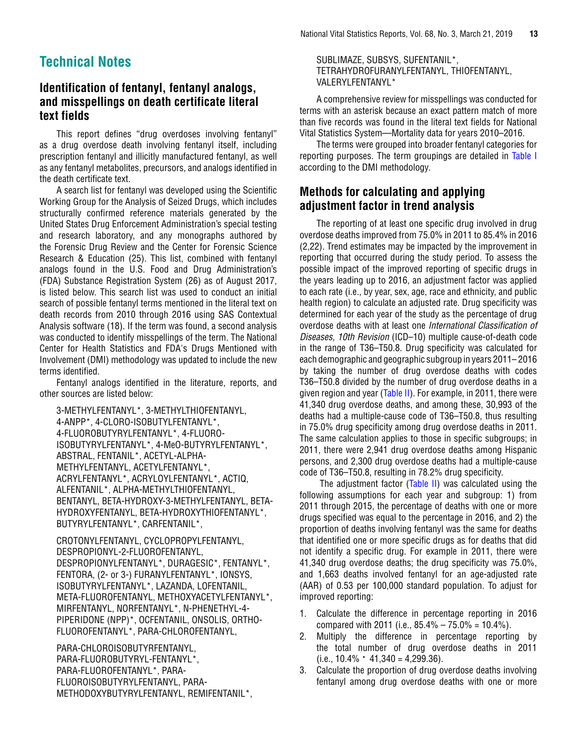# Technical Notes

## Identification of fentanyl, fentanyl analogs, and misspellings on death certificate literal text fields

This report defines "drug overdoses involving fentanyl" as a drug overdose death involving fentanyl itself, including prescription fentanyl and illicitly manufactured fentanyl, as well as any fentanyl metabolites, precursors, and analogs identified in the death certificate text.

A search list for fentanyl was developed using the Scientific Working Group for the Analysis of Seized Drugs, which includes structurally confirmed reference materials generated by the United States Drug Enforcement Administration's special testing and research laboratory, and any monographs authored by the Forensic Drug Review and the Center for Forensic Science Research & Education (25). This list, combined with fentanyl analogs found in the U.S. Food and Drug Administration's (FDA) Substance Registration System (26) as of August 2017, is listed below. This search list was used to conduct an initial search of possible fentanyl terms mentioned in the literal text on death records from 2010 through 2016 using SAS Contextual Analysis software (18). If the term was found, a second analysis was conducted to identify misspellings of the term. The National Center for Health Statistics and FDA's Drugs Mentioned with Involvement (DMI) methodology was updated to include the new terms identified.

Fentanyl analogs identified in the literature, reports, and other sources are listed below:

3-METHYLFENTANYL*, 3-METHYLTHIOFENTANYL, 4-ANPP*, 4-CLORO-ISOBUTYLFENTANYL*, 4-FLUOROBUTYRYLFENTANYL*, 4-FLUORO-ISOBUTYRYLFENTANYL*, 4-MeO-BUTYRYLFENTANYL*, ABSTRAL, FENTANIL*, ACETYL-ALPHA-METHYLFENTANYL, ACETYLFENTANYL*, ACRYLFENTANYL*, ACRYLOYLFENTANYL*, ACTIQ, ALFENTANIL*, ALPHA-METHYLTHIOFENTANYL, BENTANYL, BETA-HYDROXY-3-METHYLFENTANYL, BETA-HYDROXYFENTANYL, BETA-HYDROXYTHIOFENTANYL*, BUTYRYLFENTANYL*, CARFENTANIL*,

CROTONYLFENTANYL, CYCLOPROPYLFENTANYL, DESPROPIONYL-2-FLUOROFENTANYL, DESPROPIONYLFENTANYL*, DURAGESIC*, FENTANYL*, FENTORA, (2- or 3-) FURANYLFENTANYL*, IONSYS, ISOBUTYRYLFENTANYL*, LAZANDA, LOFENTANIL, META-FLUOROFENTANYL, METHOXYACETYLFENTANYL*, MIRFENTANYL, NORFENTANYL*, N-PHENETHYL-4-PIPERIDONE (NPP)*, OCFENTANIL, ONSOLIS, ORTHO-FLUOROFENTANYL*, PARA-CHLOROFENTANYL,

PARA-CHLOROISOBUTYRFENTANYL, PARA-FLUOROBUTYRYL-FENTANYL*, PARA-FLUOROFENTANYL*, PARA-FLUOROISOBUTYRYLFENTANYL, PARA-METHODOXYBUTYRYLFENTANYL, REMIFENTANIL*, SUBLIMAZE, SUBSYS, SUFENTANIL*, TETRAHYDROFURANYLFENTANYL, THIOFENTANYL, VALERYLFENTANYL*

A comprehensive review for misspellings was conducted for terms with an asterisk because an exact pattern match of more than five records was found in the literal text fields for National Vital Statistics System—Mortality data for years 2010–2016.

The terms were grouped into broader fentanyl categories for reporting purposes. The term groupings are detailed in Table I according to the DMI methodology.

## Methods for calculating and applying adjustment factor in trend analysis

The reporting of at least one specific drug involved in drug overdose deaths improved from 75.0% in 2011 to 85.4% in 2016 (2,22). Trend estimates may be impacted by the improvement in reporting that occurred during the study period. To assess the possible impact of the improved reporting of specific drugs in the years leading up to 2016, an adjustment factor was applied to each rate (i.e., by year, sex, age, race and ethnicity, and public health region) to calculate an adjusted rate. Drug specificity was determined for each year of the study as the percentage of drug overdose deaths with at least one *International Classification of Diseases, 10th Revision* (ICD–10) multiple cause-of-death code in the range of T36–T50.8. Drug specificity was calculated for each demographic and geographic subgroup in years 2011–2016 by taking the number of drug overdose deaths with codes T36–T50.8 divided by the number of drug overdose deaths in a given region and year (Table II). For example, in 2011, there were 41,340 drug overdose deaths, and among these, 30,993 of the deaths had a multiple-cause code of T36–T50.8, thus resulting in 75.0% drug specificity among drug overdose deaths in 2011. The same calculation applies to those in specific subgroups; in 2011, there were 2,941 drug overdose deaths among Hispanic persons, and 2,300 drug overdose deaths had a multiple-cause code of T36–T50.8, resulting in 78.2% drug specificity.

The adjustment factor (Table II) was calculated using the following assumptions for each year and subgroup: 1) from 2011 through 2015, the percentage of deaths with one or more drugs specified was equal to the percentage in 2016, and 2) the proportion of deaths involving fentanyl was the same for deaths that identified one or more specific drugs as for deaths that did not identify a specific drug. For example in 2011, there were 41,340 drug overdose deaths; the drug specificity was 75.0%, and 1,663 deaths involved fentanyl for an age-adjusted rate (AAR) of 0.53 per 100,000 standard population. To adjust for improved reporting:

1. Calculate the difference in percentage reporting in 2016 compared with 2011 (i.e., 85.4% – 75.0% = 10.4%).
2. Multiply the difference in percentage reporting by the total number of drug overdose deaths in 2011 (i.e., 10.4% · 41,340 = 4,299.36).
3. Calculate the proportion of drug overdose deaths involving fentanyl among drug overdose deaths with one or more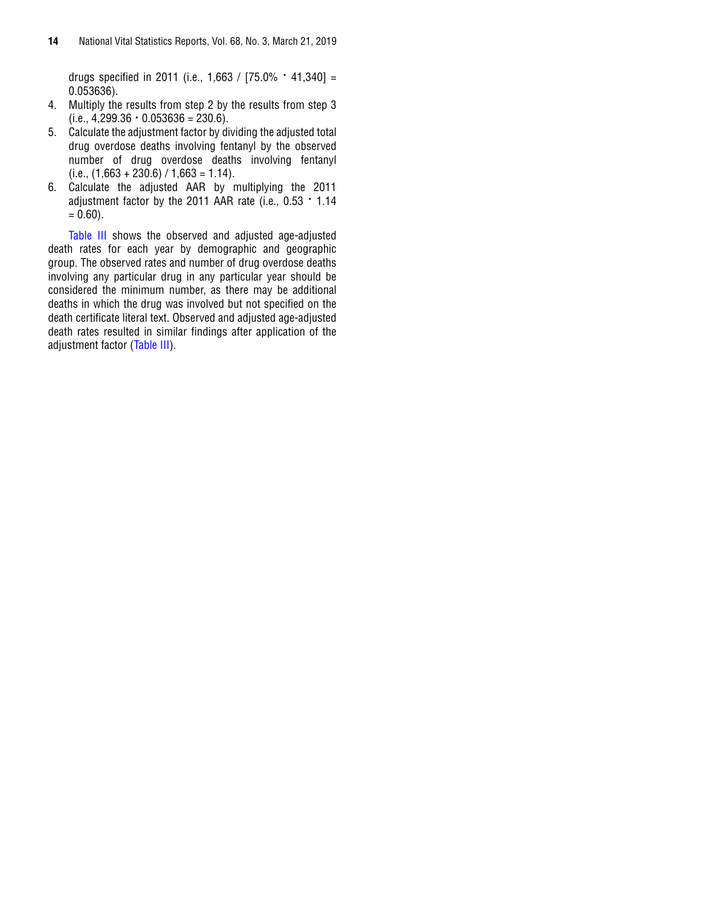drugs specified in 2011 (i.e., 1,663 / [75.0% • 41,340] = 0.053636).

4. Multiply the results from step 2 by the results from step 3 (i.e., 4,299.36 • 0.053636 = 230.6).
5. Calculate the adjustment factor by dividing the adjusted total drug overdose deaths involving fentanyl by the observed number of drug overdose deaths involving fentanyl (i.e., (1,663 + 230.6) / 1,663 = 1.14).
6. Calculate the adjusted AAR by multiplying the 2011 adjustment factor by the 2011 AAR rate (i.e., 0.53 • 1.14 = 0.60).

Table III shows the observed and adjusted age-adjusted death rates for each year by demographic and geographic group. The observed rates and number of drug overdose deaths involving any particular drug in any particular year should be considered the minimum number, as there may be additional deaths in which the drug was involved but not specified on the death certificate literal text. Observed and adjusted age-adjusted death rates resulted in similar findings after application of the adjustment factor (Table III).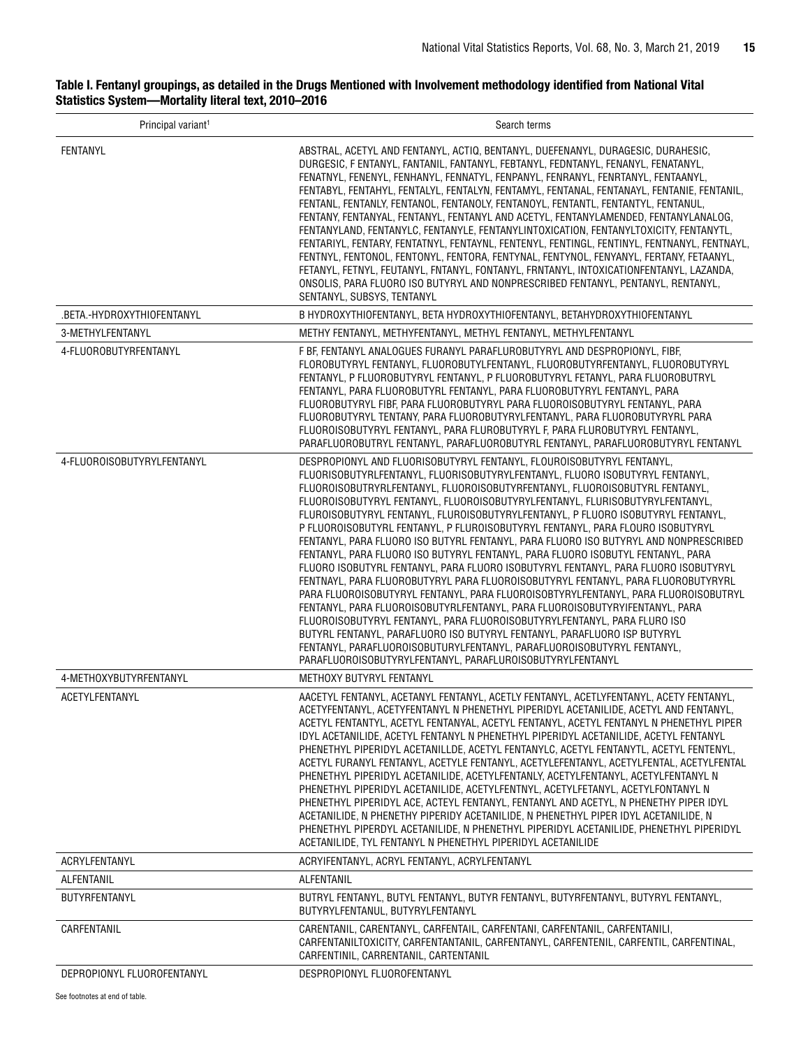**Table I. Fentanyl groupings, as detailed in the Drugs Mentioned with Involvement methodology identified from National Vital Statistics System—Mortality literal text, 2010–2016**

| Principal variant[1] | Search terms |
|---|---|
| FENTANYL | ABSTRAL, ACETYL AND FENTANYL, ACTIQ, BENTANYL, DUEFENANYL, DURAGESIC, DURAHESIC, DURGESIC, F ENTANYL, FANTANIL, FANTANYL, FEBTANYL, FEDNTANYL, FENANYL, FENATANYL, FENATNYL, FENENYL, FENHANYL, FENNATYL, FENPANYL, FENRANYL, FENRTANYL, FENTAANYL, FENTABYL, FENTAHYL, FENTALYL, FENTALYN, FENTAMYL, FENTANAL, FENTANAYL, FENTANIE, FENTANIL, FENTANL, FENTANLY, FENTANOL, FENTANOLY, FENTANOYL, FENTANTL, FENTANTYL, FENTANUL, FENTANY, FENTANYAL, FENTANYL, FENTANYL AND ACETYL, FENTANYLAMENDED, FENTANYLANALOG, FENTANYLAND, FENTANYLC, FENTANYLE, FENTANYLINTOXICATION, FENTANYLTOXICITY, FENTANYTL, FENTARIYL, FENTARY, FENTATNYL, FENTAYNL, FENTENYL, FENTINGL, FENTINYL, FENTNANYL, FENTNAYL, FENTNYL, FENTONOL, FENTONYL, FENTORA, FENTYNAL, FENTYNOL, FENYANYL, FERTANY, FETAANYL, FETANYL, FETNYL, FEUTANYL, FNTANYL, FONTANYL, FRNTANYL, INTOXICATIONFENTANYL, LAZANDA, ONSOLIS, PARA FLUORO ISO BUTYRYL AND NONPRESCRIBED FENTANYL, PENTANYL, RENTANYL, SENTANYL, SUBSYS, TENTANYL |
| .BETA.-HYDROXYTHIOFENTANYL | B HYDROXYTHIOFENTANYL, BETA HYDROXYTHIOFENTANYL, BETAHYDROXYTHIOFENTANYL |
| 3-METHYLFENTANYL | METHY FENTANYL, METHYFENTANYL, METHYL FENTANYL, METHYLFENTANYL |
| 4-FLUOROBUTYRFENTANYL | F BF, FENTANYL ANALOGUES FURANYL PARAFLUROBUTYRYL AND DESPROPIONYL, FIBF, FLOROBUTYRYL FENTANYL, FLUOROBUTYLFENTANYL, FLUOROBUTYRFENTANYL, FLUOROBUTYRYL FENTANYL, P FLUOROBUTYRYL FENTANYL, P FLUOROBUTYRYL FETANYL, PARA FLUOROBUTRYL FENTANYL, PARA FLUOROBUTYRL FENTANYL, PARA FLUOROBUTYRYL FENTANYL, PARA FLUOROBUTYRYL FIBF, PARA FLUOROBUTYRYL PARA FLUOROISOBUTYRYL FENTANYL, PARA FLUOROBUTYRYL TENTANY, PARA FLUOROBUTYRYLFENTANYL, PARA FLUOROBUTYRYRL PARA FLUOROISOBUTYRYL FENTANYL, PARA FLUROBUTYRYL F, PARA FLUROBUTYRYL FENTANYL, PARAFLUOROBUTRYL FENTANYL, PARAFLUOROBUTYRL FENTANYL, PARAFLUOROBUTYRYL FENTANYL |
| 4-FLUOROISOBUTYRYLFENTANYL | DESPROPIONYL AND FLUORISOBUTYRYL FENTANYL, FLOUROISOBUTYRYL FENTANYL, FLUORISOBUTYRLFENTANYL, FLUORISOBUTYRYLFENTANYL, FLUORO ISOBUTYRYL FENTANYL, FLUOROISOBUTRYRLFENTANYL, FLUOROISOBUTYRFENTANYL, FLUOROISOBUTYRL FENTANYL, FLUOROISOBUTYRYL FENTANYL, FLUOROISOBUTYRYLFENTANYL, FLURISOBUTYRYLFENTANYL, FLUROISOBUTYRYL FENTANYL, FLUROISOBUTYRYLFENTANYL, P FLUORO ISOBUTYRYL FENTANYL, P FLUOROISOBUTYRL FENTANYL, P FLUROISOBUTYRYL FENTANYL, PARA FLOURO ISOBUTYRYL FENTANYL, PARA FLUORO ISO BUTYRL FENTANYL, PARA FLUORO ISO BUTYRYL AND NONPRESCRIBED FENTANYL, PARA FLUORO ISO BUTYRYL FENTANYL, PARA FLUORO ISOBUTYL FENTANYL, PARA FLUORO ISOBUTYRL FENTANYL, PARA FLUORO ISOBUTYRYL FENTANYL, PARA FLUORO ISOBUTYRYL FENTNAYL, PARA FLUOROBUTYRYL PARA FLUOROISOBUTYRYL FENTANYL, PARA FLUOROBUTYRYRL PARA FLUOROISOBUTYRYL FENTANYL, PARA FLUOROISOBUTYRYLFENTANYL, PARA FLUOROISOBUTRYL FENTANYL, PARA FLUOROISOBUTYRLFENTANYL, PARA FLUOROISOBUTYRYIFENTANYL, PARA FLUOROISOBUTYRYL FENTANYL, PARA FLUOROISOBUTYRYLFENTANYL, PARA FLURO ISO BUTYRL FENTANYL, PARAFLUORO ISO BUTYRYL FENTANYL, PARAFLUORO ISP BUTYRYL FENTANYL, PARAFLUOROISOBUTURYLFENTANYL, PARAFLUOROISOBUTYRYL FENTANYL, PARAFLUOROISOBUTYRYLFENTANYL, PARAFLUROISOBUTYRYLFENTANYL |
| 4-METHOXYBUTYRFENTANYL | METHOXY BUTYRYL FENTANYL |
| ACETYLFENTANYL | AACETYL FENTANYL, ACETANYL FENTANYL, ACETLY FENTANYL, ACETLYFENTANYL, ACETY FENTANYL, ACETYFENTANYL, ACETYFENTANYL N PHENETHYL PIPERIDYL ACETANILIDE, ACETYL AND FENTANYL, ACETYL FENTANTYL, ACETYL FENTANYAL, ACETYL FENTANYL, ACETYL FENTANYL N PHENETHYL PIPER IDYL ACETANILIDE, ACETYL FENTANYL N PHENETHYL PIPERIDYL ACETANILIDE, ACETYL FENTANYL PHENETHYL PIPERIDYL ACETANILLDE, ACETYL FENTANYLC, ACETYL FENTANYTL, ACETYL FENTENYL, ACETYL FURANYL FENTANYL, ACETYLE FENTANYL, ACETYLEFENTANYL, ACETYLFENTAL, ACETYLFENTAL PHENETHYL PIPERIDYL ACETANILIDE, ACETYLFENTANLY, ACETYLFENTANYL, ACETYLFENTANYL N PHENETHYL PIPERIDYL ACETANILIDE, ACETYLFENTNYL, ACETYLFETANYL, ACETYLFONTANYL N PHENETHYL PIPERIDYL ACE, ACTEYL FENTANYL, FENTANYL AND ACETYL, N PHENETHY PIPER IDYL ACETANILIDE, N PHENETHY PIPERIDY ACETANILIDE, N PHENETHYL PIPER IDYL ACETANILIDE, N PHENETHYL PIPERDYL ACETANILIDE, N PHENETHYL PIPERIDYL ACETANILIDE, PHENETHYL PIPERIDYL ACETANILIDE, TYL FENTANYL N PHENETHYL PIPERIDYL ACETANILIDE |
| ACRYLFENTANYL | ACRYIFENTANYL, ACRYL FENTANYL, ACRYLFENTANYL |
| ALFENTANIL | ALFENTANIL |
| BUTYRFENTANYL | BUTRYL FENTANYL, BUTYL FENTANYL, BUTYR FENTANYL, BUTYRFENTANYL, BUTYRYL FENTANYL, BUTYRYLFENTANUL, BUTYRYLFENTANYL |
| CARFENTANIL | CARENTANIL, CARENTANYL, CARFENTAIL, CARFENTANI, CARFENTANIL, CARFENTANILI, CARFENTANILTOXICITY, CARFENTANTANIL, CARFENTANYL, CARFENTENIL, CARFENTIL, CARFENTINAL, CARFENTINIL, CARRENTANIL, CARTENTANIL |
| DEPROPIONYL FLUOROFENTANYL | DESPROPIONYL FLUOROFENTANYL |

See footnotes at end of table.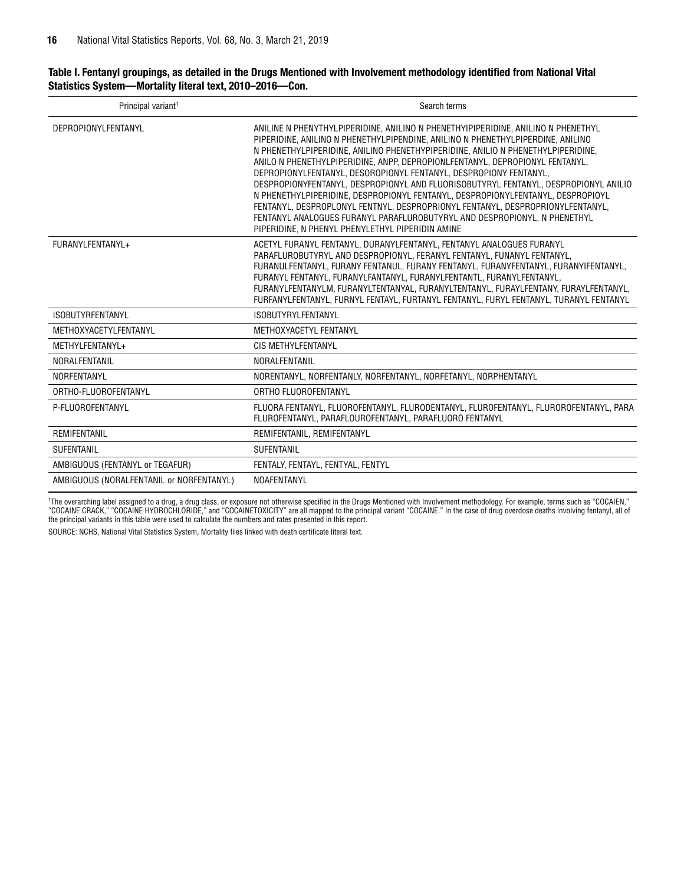**Table I. Fentanyl groupings, as detailed in the Drugs Mentioned with Involvement methodology identified from National Vital Statistics System—Mortality literal text, 2010–2016—Con.**

| Principal variant[1] | Search terms |
|---|---|
| DEPROPIONYLFENTANYL | ANILINE N PHENYTHYLPIPERIDINE, ANILINO N PHENETHYIPIPERIDINE, ANILINO N PHENETHYL PIPERIDINE, ANILINO N PHENETHYLPIPENDINE, ANILINO N PHENETHYLPIPERDINE, ANILINO N PHENETHYLPIPERIDINE, ANILINO PHENETHYPIPERIDINE, ANILIO N PHENETHYLPIPERIDINE, ANILO N PHENETHYLPIPERIDINE, ANPP, DEPROPIONLFENTANYL, DEPROPIONYL FENTANYL, DEPROPIONYLFENTANYL, DESOROPIONYL FENTANYL, DESPROPIONY FENTANYL, DESPROPIONYFENTANYL, DESPROPIONYL AND FLUORISOBUTYRYL FENTANYL, DESPROPIONYL ANILIO N PHENETHYLPIPERIDINE, DESPROPIONYL FENTANYL, DESPROPIONYLFENTANYL, DESPROPIOYL FENTANYL, DESPROPLONYL FENTNYL, DESPROPRIONYL FENTANYL, DESPROPRIONYLFENTANYL, FENTANYL ANALOGUES FURANYL PARAFLUROBUTYRYL AND DESPROPIONYL, N PHENETHYL PIPERIDINE, N PHENYL PHENYLETHYL PIPERIDIN AMINE |
| FURANYLFENTANYL+ | ACETYL FURANYL FENTANYL, DURANYLFENTANYL, FENTANYL ANALOGUES FURANYL PARAFLUROBUTYRYL AND DESPROPIONYL, FERANYL FENTANYL, FUNANYL FENTANYL, FURANULFENTANYL, FURANY FENTANUL, FURANY FENTANYL, FURANYFENTANYL, FURANYIFENTANYL, FURANYL FENTANYL, FURANYLFANTANYL, FURANYLFENTANTL, FURANYLFENTANYL, FURANYLFENTANYLM, FURANYLTENTANYAL, FURANYLTENTANYL, FURAYLFENTANY, FURAYLFENTANYL, FURFANYLFENTANYL, FURNYL FENTAYL, FURTANYL FENTANYL, FURYL FENTANYL, TURANYL FENTANYL |
| ISOBUTYRFENTANYL | ISOBUTYRYLFENTANYL |
| METHOXYACETYLFENTANYL | METHOXYACETYL FENTANYL |
| METHYLFENTANYL+ | CIS METHYLFENTANYL |
| NORALFENTANIL | NORALFENTANIL |
| NORFENTANYL | NORENTANYL, NORFENTANLY, NORFENTANYL, NORFETANYL, NORPHENTANYL |
| ORTHO-FLUOROFENTANYL | ORTHO FLUOROFENTANYL |
| P-FLUOROFENTANYL | FLUORA FENTANYL, FLUOROFENTANYL, FLURODENTANYL, FLUROFENTANYL, FLUROROFENTANYL, PARA FLUROFENTANYL, PARAFLOUROFENTANYL, PARAFLUORO FENTANYL |
| REMIFENTANIL | REMIFENTANIL, REMIFENTANYL |
| SUFENTANIL | SUFENTANIL |
| AMBIGUOUS (FENTANYL or TEGAFUR) | FENTALY, FENTAYL, FENTYAL, FENTYL |
| AMBIGUOUS (NORALFENTANIL or NORFENTANYL) | NOAFENTANYL |

[1]The overarching label assigned to a drug, a drug class, or exposure not otherwise specified in the Drugs Mentioned with Involvement methodology. For example, terms such as "COCAIEN," "COCAINE CRACK," "COCAINE HYDROCHLORIDE," and "COCAINETOXICITY" are all mapped to the principal variant "COCAINE." In the case of drug overdose deaths involving fentanyl, all of the principal variants in this table were used to calculate the numbers and rates presented in this report.

SOURCE: NCHS, National Vital Statistics System, Mortality files linked with death certificate literal text.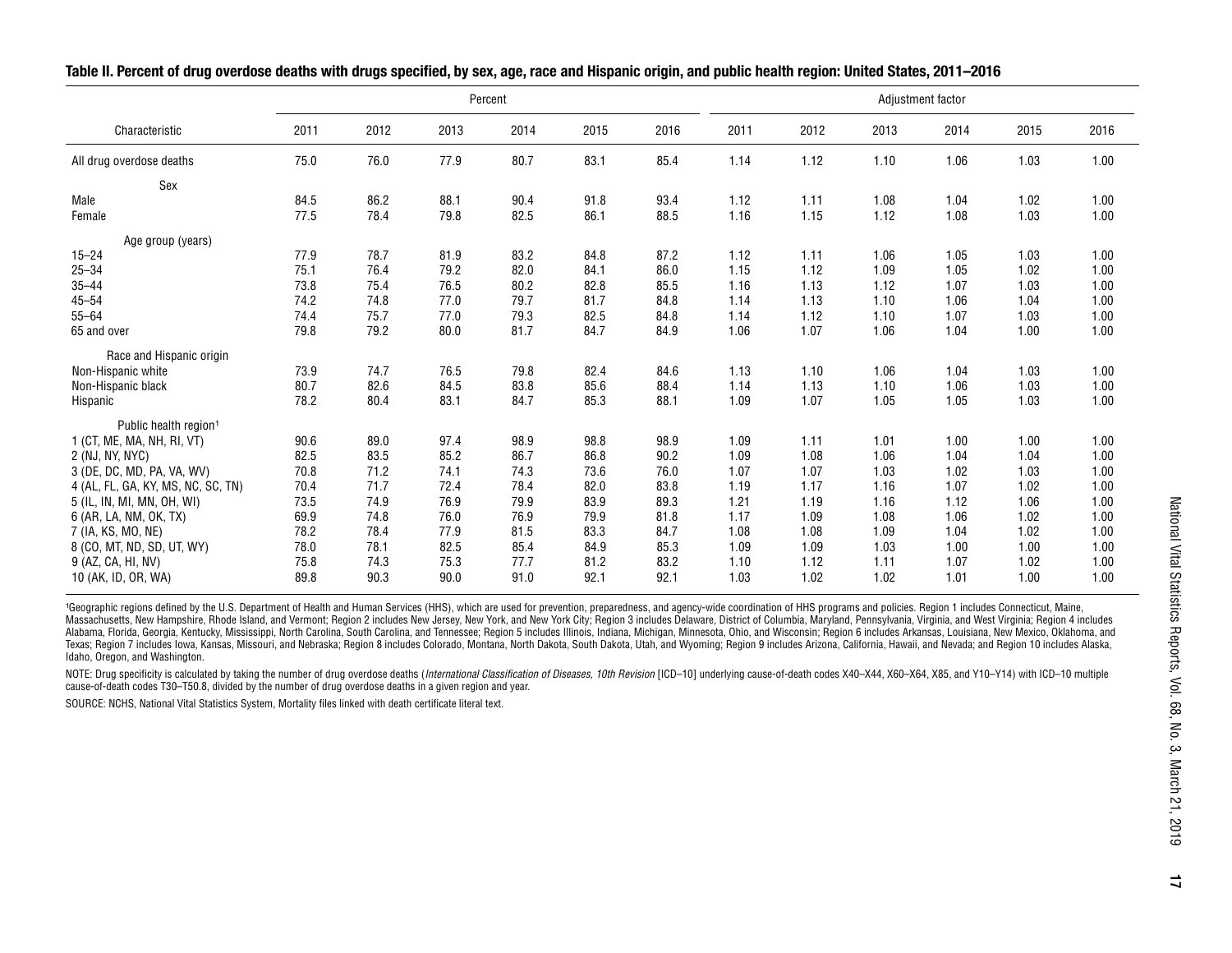**Table II. Percent of drug overdose deaths with drugs specified, by sex, age, race and Hispanic origin, and public health region: United States, 2011–2016**

| Characteristic | Percent | | | | | | Adjustment factor | | | | | |
|---|---|---|---|---|---|---|---|---|---|---|---|---|
| | 2011 | 2012 | 2013 | 2014 | 2015 | 2016 | 2011 | 2012 | 2013 | 2014 | 2015 | 2016 |
| All drug overdose deaths | 75.0 | 76.0 | 77.9 | 80.7 | 83.1 | 85.4 | 1.14 | 1.12 | 1.10 | 1.06 | 1.03 | 1.00 |
| Sex | | | | | | | | | | | | |
| Male | 84.5 | 86.2 | 88.1 | 90.4 | 91.8 | 93.4 | 1.12 | 1.11 | 1.08 | 1.04 | 1.02 | 1.00 |
| Female | 77.5 | 78.4 | 79.8 | 82.5 | 86.1 | 88.5 | 1.16 | 1.15 | 1.12 | 1.08 | 1.03 | 1.00 |
| Age group (years) | | | | | | | | | | | | |
| 15–24 | 77.9 | 78.7 | 81.9 | 83.2 | 84.8 | 87.2 | 1.12 | 1.11 | 1.06 | 1.05 | 1.03 | 1.00 |
| 25–34 | 75.1 | 76.4 | 79.2 | 82.0 | 84.1 | 86.0 | 1.15 | 1.12 | 1.09 | 1.05 | 1.02 | 1.00 |
| 35–44 | 73.8 | 75.4 | 76.5 | 80.2 | 82.8 | 85.5 | 1.16 | 1.13 | 1.12 | 1.07 | 1.03 | 1.00 |
| 45–54 | 74.2 | 74.8 | 77.0 | 79.7 | 81.7 | 84.8 | 1.14 | 1.13 | 1.10 | 1.06 | 1.04 | 1.00 |
| 55–64 | 74.4 | 75.7 | 77.0 | 79.3 | 82.5 | 84.8 | 1.14 | 1.12 | 1.10 | 1.07 | 1.03 | 1.00 |
| 65 and over | 79.8 | 79.2 | 80.0 | 81.7 | 84.7 | 84.9 | 1.06 | 1.07 | 1.06 | 1.04 | 1.00 | 1.00 |
| Race and Hispanic origin | | | | | | | | | | | | |
| Non-Hispanic white | 73.9 | 74.7 | 76.5 | 79.8 | 82.4 | 84.6 | 1.13 | 1.10 | 1.06 | 1.04 | 1.03 | 1.00 |
| Non-Hispanic black | 80.7 | 82.6 | 84.5 | 83.8 | 85.6 | 88.4 | 1.14 | 1.13 | 1.10 | 1.06 | 1.03 | 1.00 |
| Hispanic | 78.2 | 80.4 | 83.1 | 84.7 | 85.3 | 88.1 | 1.09 | 1.07 | 1.05 | 1.05 | 1.03 | 1.00 |
| Public health region[1] | | | | | | | | | | | | |
| 1 (CT, ME, MA, NH, RI, VT) | 90.6 | 89.0 | 97.4 | 98.9 | 98.8 | 98.9 | 1.09 | 1.11 | 1.01 | 1.00 | 1.00 | 1.00 |
| 2 (NJ, NY, NYC) | 82.5 | 83.5 | 85.2 | 86.7 | 86.8 | 90.2 | 1.09 | 1.08 | 1.06 | 1.04 | 1.04 | 1.00 |
| 3 (DE, DC, MD, PA, VA, WV) | 70.8 | 71.2 | 74.1 | 74.3 | 73.6 | 76.0 | 1.07 | 1.07 | 1.03 | 1.02 | 1.03 | 1.00 |
| 4 (AL, FL, GA, KY, MS, NC, SC, TN) | 70.4 | 71.7 | 72.4 | 78.4 | 82.0 | 83.8 | 1.19 | 1.17 | 1.16 | 1.07 | 1.02 | 1.00 |
| 5 (IL, IN, MI, MN, OH, WI) | 73.5 | 74.9 | 76.9 | 79.9 | 83.9 | 89.3 | 1.21 | 1.19 | 1.16 | 1.12 | 1.06 | 1.00 |
| 6 (AR, LA, NM, OK, TX) | 69.9 | 74.8 | 76.0 | 76.9 | 79.9 | 81.8 | 1.17 | 1.09 | 1.08 | 1.06 | 1.02 | 1.00 |
| 7 (IA, KS, MO, NE) | 78.2 | 78.4 | 77.9 | 81.5 | 83.3 | 84.7 | 1.08 | 1.08 | 1.09 | 1.04 | 1.02 | 1.00 |
| 8 (CO, MT, ND, SD, UT, WY) | 78.0 | 78.1 | 82.5 | 85.4 | 84.9 | 85.3 | 1.09 | 1.09 | 1.03 | 1.00 | 1.00 | 1.00 |
| 9 (AZ, CA, HI, NV) | 75.8 | 74.3 | 75.3 | 77.7 | 81.2 | 83.2 | 1.10 | 1.12 | 1.11 | 1.07 | 1.02 | 1.00 |
| 10 (AK, ID, OR, WA) | 89.8 | 90.3 | 90.0 | 91.0 | 92.1 | 92.1 | 1.03 | 1.02 | 1.02 | 1.01 | 1.00 | 1.00 |

[1]Geographic regions defined by the U.S. Department of Health and Human Services (HHS), which are used for prevention, preparedness, and agency-wide coordination of HHS programs and policies. Region 1 includes Connecticut, Maine, Massachusetts, New Hampshire, Rhode Island, and Vermont; Region 2 includes New Jersey, New York, and New York City; Region 3 includes Delaware, District of Columbia, Maryland, Pennsylvania, Virginia, and West Virginia; Region 4 includes Alabama, Florida, Georgia, Kentucky, Mississippi, North Carolina, South Carolina, and Tennessee; Region 5 includes Illinois, Indiana, Michigan, Minnesota, Ohio, and Wisconsin; Region 6 includes Arkansas, Louisiana, New Mexico, Oklahoma, and Texas; Region 7 includes Iowa, Kansas, Missouri, and Nebraska; Region 8 includes Colorado, Montana, North Dakota, South Dakota, Utah, and Wyoming; Region 9 includes Arizona, California, Hawaii, and Nevada; and Region 10 includes Alaska, Idaho, Oregon, and Washington.

NOTE: Drug specificity is calculated by taking the number of drug overdose deaths (*International Classification of Diseases, 10th Revision* [ICD–10] underlying cause-of-death codes X40–X44, X60–X64, X85, and Y10–Y14) with ICD–10 multiple cause-of-death codes T30–T50.8, divided by the number of drug overdose deaths in a given region and year.

SOURCE: NCHS, National Vital Statistics System, Mortality files linked with death certificate literal text.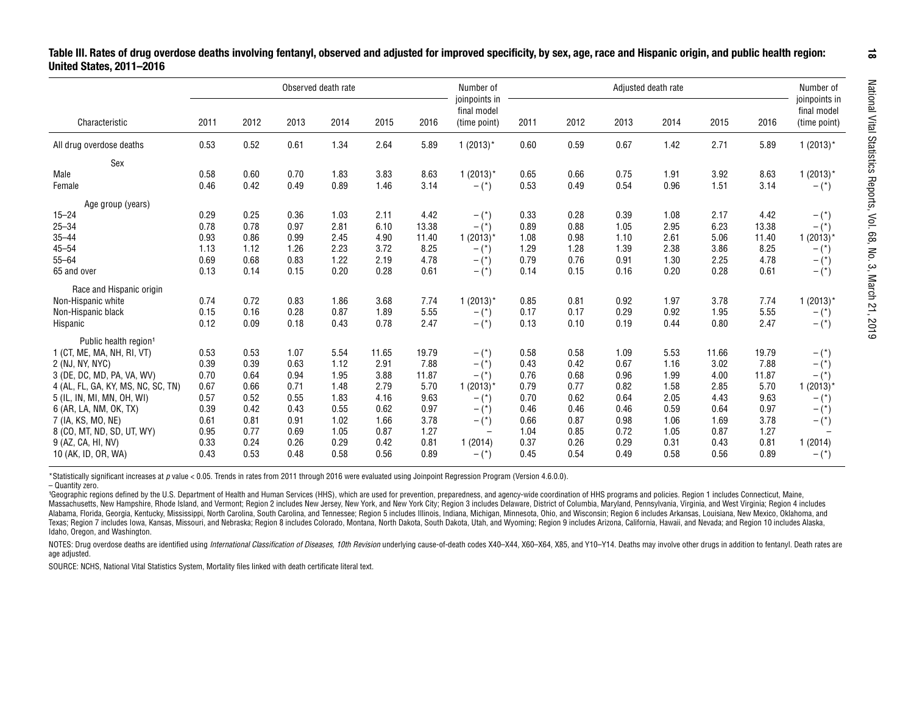**Table III. Rates of drug overdose deaths involving fentanyl, observed and adjusted for improved specificity, by sex, age, race and Hispanic origin, and public health region: United States, 2011–2016**

| Characteristic | Observed death rate | | | | | | Number of joinpoints in final model (time point) | Adjusted death rate | | | | | | Number of joinpoints in final model (time point) |
|---|---|---|---|---|---|---|---|---|---|---|---|---|---|---|
| | 2011 | 2012 | 2013 | 2014 | 2015 | 2016 | | 2011 | 2012 | 2013 | 2014 | 2015 | 2016 | |
| All drug overdose deaths | 0.53 | 0.52 | 0.61 | 1.34 | 2.64 | 5.89 | 1 (2013)* | 0.60 | 0.59 | 0.67 | 1.42 | 2.71 | 5.89 | 1 (2013)* |
| **Sex** | | | | | | | | | | | | | | |
| Male | 0.58 | 0.60 | 0.70 | 1.83 | 3.83 | 8.63 | 1 (2013)* | 0.65 | 0.66 | 0.75 | 1.91 | 3.92 | 8.63 | 1 (2013)* |
| Female | 0.46 | 0.42 | 0.49 | 0.89 | 1.46 | 3.14 | – (*) | 0.53 | 0.49 | 0.54 | 0.96 | 1.51 | 3.14 | – (*) |
| **Age group (years)** | | | | | | | | | | | | | | |
| 15–24 | 0.29 | 0.25 | 0.36 | 1.03 | 2.11 | 4.42 | – (*) | 0.33 | 0.28 | 0.39 | 1.08 | 2.17 | 4.42 | – (*) |
| 25–34 | 0.78 | 0.78 | 0.97 | 2.81 | 6.10 | 13.38 | – (*) | 0.89 | 0.88 | 1.05 | 2.95 | 6.23 | 13.38 | – (*) |
| 35–44 | 0.93 | 0.86 | 0.99 | 2.45 | 4.90 | 11.40 | 1 (2013)* | 1.08 | 0.98 | 1.10 | 2.61 | 5.06 | 11.40 | 1 (2013)* |
| 45–54 | 1.13 | 1.12 | 1.26 | 2.23 | 3.72 | 8.25 | – (*) | 1.29 | 1.28 | 1.39 | 2.38 | 3.86 | 8.25 | – (*) |
| 55–64 | 0.69 | 0.68 | 0.83 | 1.22 | 2.19 | 4.78 | – (*) | 0.79 | 0.76 | 0.91 | 1.30 | 2.25 | 4.78 | – (*) |
| 65 and over | 0.13 | 0.14 | 0.15 | 0.20 | 0.28 | 0.61 | – (*) | 0.14 | 0.15 | 0.16 | 0.20 | 0.28 | 0.61 | – (*) |
| **Race and Hispanic origin** | | | | | | | | | | | | | | |
| Non-Hispanic white | 0.74 | 0.72 | 0.83 | 1.86 | 3.68 | 7.74 | 1 (2013)* | 0.85 | 0.81 | 0.92 | 1.97 | 3.78 | 7.74 | 1 (2013)* |
| Non-Hispanic black | 0.15 | 0.16 | 0.28 | 0.87 | 1.89 | 5.55 | – (*) | 0.17 | 0.17 | 0.29 | 0.92 | 1.95 | 5.55 | – (*) |
| Hispanic | 0.12 | 0.09 | 0.18 | 0.43 | 0.78 | 2.47 | – (*) | 0.13 | 0.10 | 0.19 | 0.44 | 0.80 | 2.47 | – (*) |
| **Public health region[1]** | | | | | | | | | | | | | | |
| 1 (CT, ME, MA, NH, RI, VT) | 0.53 | 0.53 | 1.07 | 5.54 | 11.65 | 19.79 | – (*) | 0.58 | 0.58 | 1.09 | 5.53 | 11.66 | 19.79 | – (*) |
| 2 (NJ, NY, NYC) | 0.39 | 0.39 | 0.63 | 1.12 | 2.91 | 7.88 | – (*) | 0.43 | 0.42 | 0.67 | 1.16 | 3.02 | 7.88 | – (*) |
| 3 (DE, DC, MD, PA, VA, WV) | 0.70 | 0.64 | 0.94 | 1.95 | 3.88 | 11.87 | – (*) | 0.76 | 0.68 | 0.96 | 1.99 | 4.00 | 11.87 | – (*) |
| 4 (AL, FL, GA, KY, MS, NC, SC, TN) | 0.67 | 0.66 | 0.71 | 1.48 | 2.79 | 5.70 | 1 (2013)* | 0.79 | 0.77 | 0.82 | 1.58 | 2.85 | 5.70 | 1 (2013)* |
| 5 (IL, IN, MI, MN, OH, WI) | 0.57 | 0.52 | 0.55 | 1.83 | 4.16 | 9.63 | – (*) | 0.70 | 0.62 | 0.64 | 2.05 | 4.43 | 9.63 | – (*) |
| 6 (AR, LA, NM, OK, TX) | 0.39 | 0.42 | 0.43 | 0.55 | 0.62 | 0.97 | – (*) | 0.46 | 0.46 | 0.46 | 0.59 | 0.64 | 0.97 | – (*) |
| 7 (IA, KS, MO, NE) | 0.61 | 0.81 | 0.91 | 1.02 | 1.66 | 3.78 | – (*) | 0.66 | 0.87 | 0.98 | 1.06 | 1.69 | 3.78 | – (*) |
| 8 (CO, MT, ND, SD, UT, WY) | 0.95 | 0.77 | 0.69 | 1.05 | 0.87 | 1.27 | – | 1.04 | 0.85 | 0.72 | 1.05 | 0.87 | 1.27 | – |
| 9 (AZ, CA, HI, NV) | 0.33 | 0.24 | 0.26 | 0.29 | 0.42 | 0.81 | 1 (2014) | 0.37 | 0.26 | 0.29 | 0.31 | 0.43 | 0.81 | 1 (2014) |
| 10 (AK, ID, OR, WA) | 0.43 | 0.53 | 0.48 | 0.58 | 0.56 | 0.89 | – (*) | 0.45 | 0.54 | 0.49 | 0.58 | 0.56 | 0.89 | – (*) |

*Statistically significant increases at $p$ value < 0.05. Trends in rates from 2011 through 2016 were evaluated using Joinpoint Regression Program (Version 4.6.0.0).

– Quantity zero.

[1]Geographic regions defined by the U.S. Department of Health and Human Services (HHS), which are used for prevention, preparedness, and agency-wide coordination of HHS programs and policies. Region 1 includes Connecticut, Maine, Massachusetts, New Hampshire, Rhode Island, and Vermont; Region 2 includes New Jersey, New York, and New York City; Region 3 includes Delaware, District of Columbia, Maryland, Pennsylvania, Virginia, and West Virginia; Region 4 includes Alabama, Florida, Georgia, Kentucky, Mississippi, North Carolina, South Carolina, and Tennessee; Region 5 includes Illinois, Indiana, Michigan, Minnesota, Ohio, and Wisconsin; Region 6 includes Arkansas, Louisiana, New Mexico, Oklahoma, and Texas; Region 7 includes Iowa, Kansas, Missouri, and Nebraska; Region 8 includes Colorado, Montana, North Dakota, South Dakota, Utah, and Wyoming; Region 9 includes Arizona, California, Hawaii, and Nevada; and Region 10 includes Alaska, Idaho, Oregon, and Washington.

NOTES: Drug overdose deaths are identified using *International Classification of Diseases, 10th Revision* underlying cause-of-death codes X40–X44, X60–X64, X85, and Y10–Y14. Deaths may involve other drugs in addition to fentanyl. Death rates are age adjusted.

SOURCE: NCHS, National Vital Statistics System, Mortality files linked with death certificate literal text.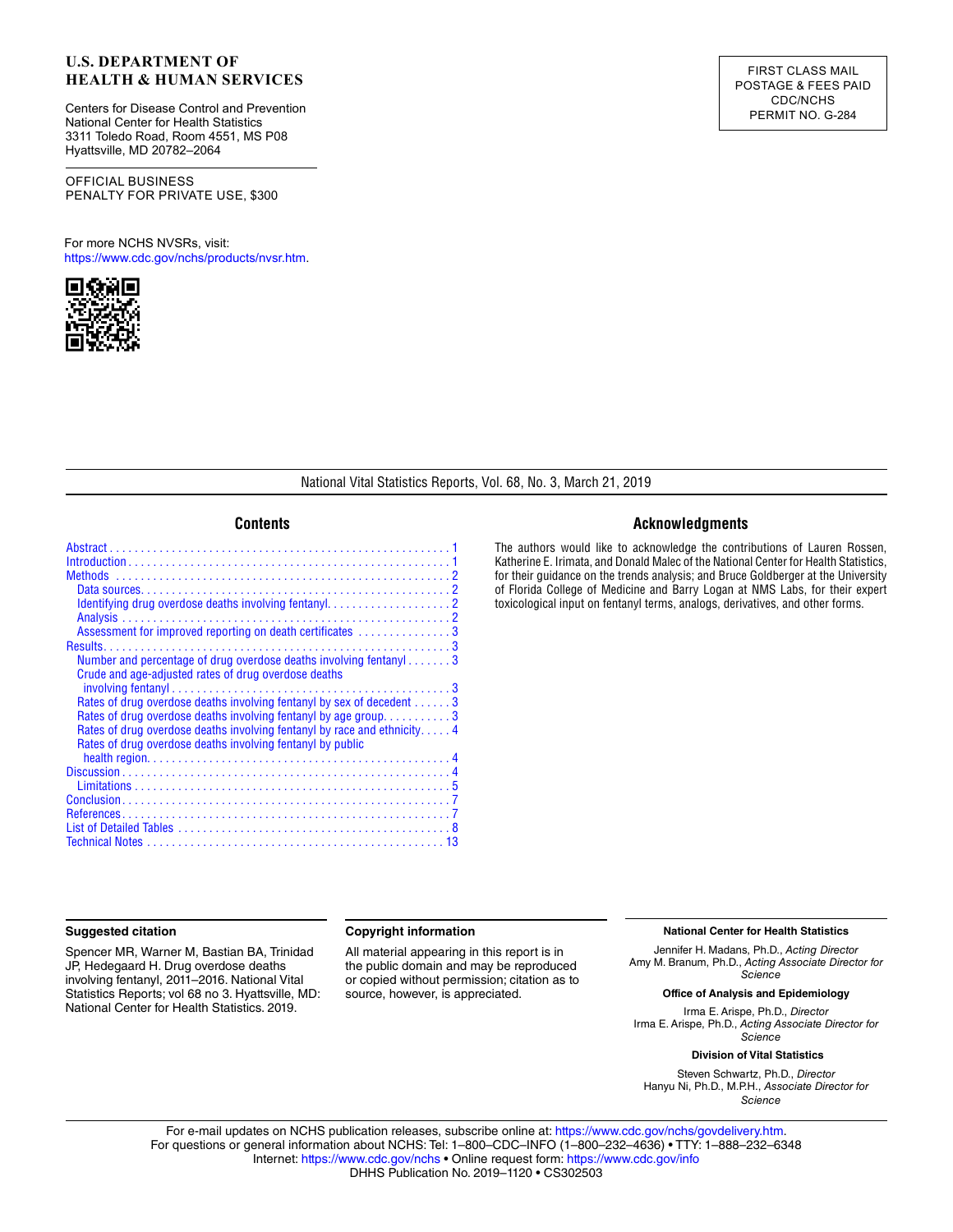**U.S. DEPARTMENT OF HEALTH & HUMAN SERVICES**

Centers for Disease Control and Prevention
National Center for Health Statistics
3311 Toledo Road, Room 4551, MS P08
Hyattsville, MD 20782–2064

OFFICIAL BUSINESS
PENALTY FOR PRIVATE USE, $300

FIRST CLASS MAIL
POSTAGE & FEES PAID
CDC/NCHS
PERMIT NO. G-284

For more NCHS NVSRs, visit:
https://www.cdc.gov/nchs/products/nvsr.htm.

National Vital Statistics Reports, Vol. 68, No. 3, March 21, 2019

## Contents

- Abstract . . . . . 1
- Introduction . . . . . 1
- Methods . . . . . 2
  - Data sources . . . . . 2
  - Identifying drug overdose deaths involving fentanyl . . . . . 2
  - Analysis . . . . . 2
  - Assessment for improved reporting on death certificates . . . . . 3
- Results . . . . . 3
  - Number and percentage of drug overdose deaths involving fentanyl . . . . . 3
  - Crude and age-adjusted rates of drug overdose deaths involving fentanyl . . . . . 3
  - Rates of drug overdose deaths involving fentanyl by sex of decedent . . . . . 3
  - Rates of drug overdose deaths involving fentanyl by age group . . . . . 3
  - Rates of drug overdose deaths involving fentanyl by race and ethnicity . . . . . 4
  - Rates of drug overdose deaths involving fentanyl by public health region . . . . . 4
- Discussion . . . . . 4
  - Limitations . . . . . 5
- Conclusion . . . . . 7
- References . . . . . 7
- List of Detailed Tables . . . . . 8
- Technical Notes . . . . . 13

## Acknowledgments

The authors would like to acknowledge the contributions of Lauren Rossen, Katherine E. Irimata, and Donald Malec of the National Center for Health Statistics, for their guidance on the trends analysis; and Bruce Goldberger at the University of Florida College of Medicine and Barry Logan at NMS Labs, for their expert toxicological input on fentanyl terms, analogs, derivatives, and other forms.

### Suggested citation

Spencer MR, Warner M, Bastian BA, Trinidad JP, Hedegaard H. Drug overdose deaths involving fentanyl, 2011–2016. National Vital Statistics Reports; vol 68 no 3. Hyattsville, MD: National Center for Health Statistics. 2019.

### Copyright information

All material appearing in this report is in the public domain and may be reproduced or copied without permission; citation as to source, however, is appreciated.

**National Center for Health Statistics**

Jennifer H. Madans, Ph.D., *Acting Director*
Amy M. Branum, Ph.D., *Acting Associate Director for Science*

**Office of Analysis and Epidemiology**

Irma E. Arispe, Ph.D., *Director*
Irma E. Arispe, Ph.D., *Acting Associate Director for Science*

**Division of Vital Statistics**

Steven Schwartz, Ph.D., *Director*
Hanyu Ni, Ph.D., M.P.H., *Associate Director for Science*

For e-mail updates on NCHS publication releases, subscribe online at: https://www.cdc.gov/nchs/govdelivery.htm.
For questions or general information about NCHS: Tel: 1–800–CDC–INFO (1–800–232–4636) • TTY: 1–888–232–6348
Internet: https://www.cdc.gov/nchs • Online request form: https://www.cdc.gov/info
DHHS Publication No. 2019–1120 • CS302503